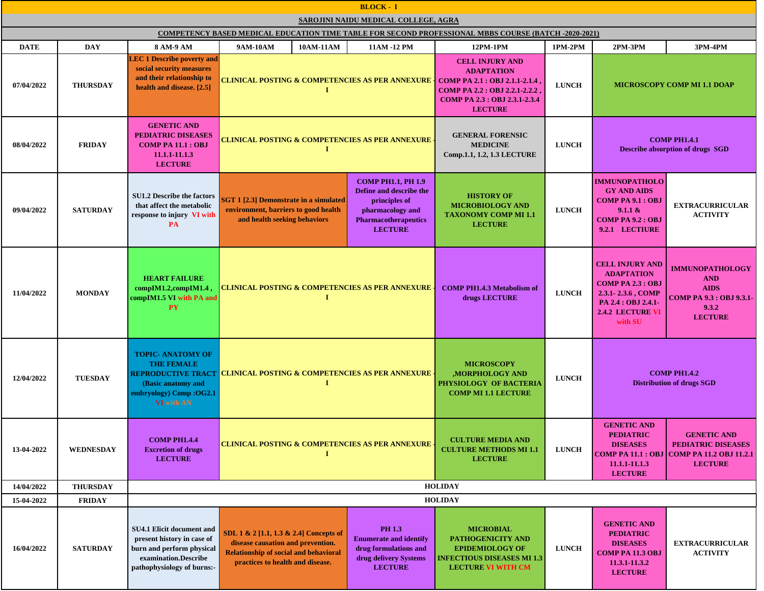**BLOCK - I**

**SAROJINI NAIDU MEDICAL COLLEGE, AGRA**

**COMPETENCY BASED MEDICAL EDUCATION TIME TABLE FOR SECOND PROFESSIONAL MBBS COURSE (BATCH -2020-2021)**

| DATE | DAY | 8 AM-9 AM | 9AM-10AM | 10AM-11AM | 11AM -12 PM | 12PM-1PM | 1PM-2PM | 2PM-3PM | 3PM-4PM |
|---|---|---|---|---|---|---|---|---|---|
| 07/04/2022 | THURSDAY | LEC 1 Describe poverty and social security measures and their relationship to health and disease. [2.5] | CLINICAL POSTING & COMPETENCIES AS PER ANNEXURE - I | | | CELL INJURY AND ADAPTATION COMP PA 2.1 : OBJ 2.1.1-2.1.4 , COMP PA 2.2 : OBJ 2.2.1-2.2.2 , COMP PA 2.3 : OBJ 2.3.1-2.3.4 LECTURE | LUNCH | MICROSCOPY COMP MI 1.1 DOAP | |
| 08/04/2022 | FRIDAY | GENETIC AND PEDIATRIC DISEASES COMP PA 11.1 : OBJ 11.1.1-11.1.3 LECTURE | CLINICAL POSTING & COMPETENCIES AS PER ANNEXURE - I | | | GENERAL FORENSIC MEDICINE Comp.1.1, 1.2, 1.3 LECTURE | LUNCH | COMP PH1.4.1 Describe absorption of drugs SGD | |
| 09/04/2022 | SATURDAY | SU1.2 Describe the factors that affect the metabolic response to injury VI with PA | SGT 1 [2.3] Demonstrate in a simulated environment, barriers to good health and health seeking behaviors | | COMP PH1.1, PH 1.9 Define and describe the principles of pharmacology and Pharmacotherapeutics LECTURE | HISTORY OF MICROBIOLOGY AND TAXONOMY COMP MI 1.1 LECTURE | LUNCH | IMMUNOPATHOLOGY AND AIDS COMP PA 9.1 : OBJ 9.1.1 & COMP PA 9.2 : OBJ 9.2.1 LECTURE | EXTRACURRICULAR ACTIVITY |
| 11/04/2022 | MONDAY | HEART FAILURE compIM1.2,compIM1.4 , compIM1.5 VI with PA and PY | CLINICAL POSTING & COMPETENCIES AS PER ANNEXURE - I | | | COMP PH1.4.3 Metabolism of drugs LECTURE | LUNCH | CELL INJURY AND ADAPTATION COMP PA 2.3 : OBJ 2.3.1- 2.3.6 , COMP PA 2.4 : OBJ 2.4.1- 2.4.2 LECTURE VI with SU | IMMUNOPATHOLOGY AND AIDS COMP PA 9.3 : OBJ 9.3.1- 9.3.2 LECTURE |
| 12/04/2022 | TUESDAY | TOPIC- ANATOMY OF THE FEMALE REPRODUCTIVE TRACT (Basic anatomy and embryology) Comp :OG2.1 VI with AN | CLINICAL POSTING & COMPETENCIES AS PER ANNEXURE - I | | | MICROSCOPY ,MORPHOLOGY AND PHYSIOLOGY OF BACTERIA COMP MI 1.1 LECTURE | LUNCH | COMP PH1.4.2 Distribution of drugs SGD | |
| 13-04-2022 | WEDNESDAY | COMP PH1.4.4 Excretion of drugs LECTURE | CLINICAL POSTING & COMPETENCIES AS PER ANNEXURE - I | | | CULTURE MEDIA AND CULTURE METHODS MI 1.1 LECTURE | LUNCH | GENETIC AND PEDIATRIC DISEASES COMP PA 11.1 : OBJ 11.1.1-11.1.3 LECTURE | GENETIC AND PEDIATRIC DISEASES COMP PA 11.2 OBJ 11.2.1 LECTURE |
| 14/04/2022 | THURSDAY | HOLIDAY | | | | | | | |
| 15-04-2022 | FRIDAY | HOLIDAY | | | | | | | |
| 16/04/2022 | SATURDAY | SU4.1 Elicit document and present history in case of burn and perform physical examination.Describe pathophysiology of burns:- | SDL 1 & 2 [1.1, 1.3 & 2.4] Concepts of disease causation and prevention. Relationship of social and behavioral practices to health and disease. | | PH 1.3 Enumerate and identify drug formulations and drug delivery Systems LECTURE | MICROBIAL PATHOGENICITY AND EPIDEMIOLOGY OF INFECTIOUS DISEASES MI 1.3 LECTURE VI WITH CM | LUNCH | GENETIC AND PEDIATRIC DISEASES COMP PA 11.3 OBJ 11.3.1-11.3.2 LECTURE | EXTRACURRICULAR ACTIVITY |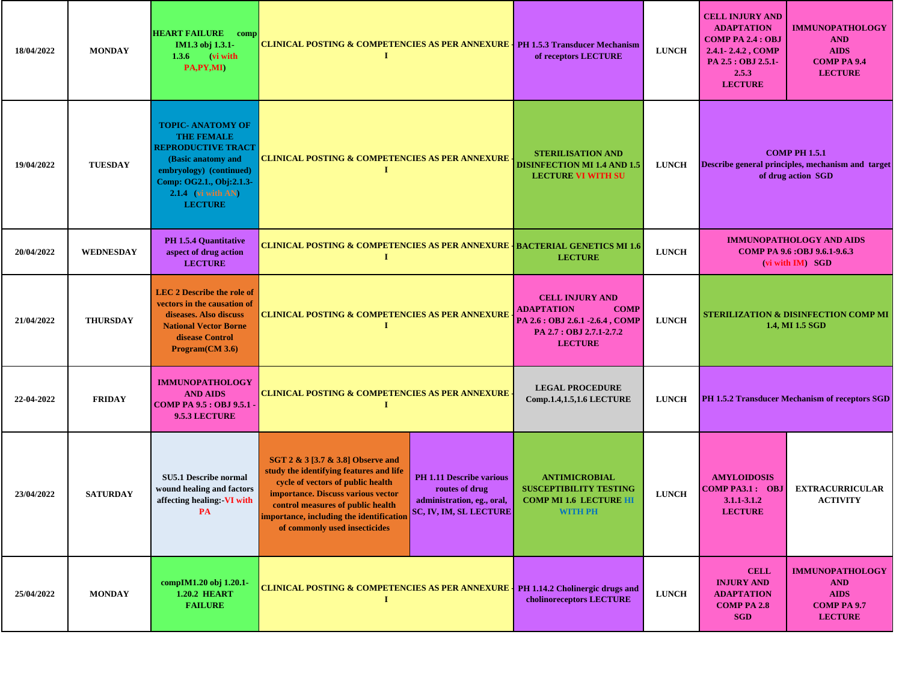| 18/04/2022 | MONDAY | HEART FAILURE comp IM1.3 obj 1.3.1-1.3.6 (vi with PA,PY,MI) | CLINICAL POSTING & COMPETENCIES AS PER ANNEXURE - I | | PH 1.5.3 Transducer Mechanism of receptors LECTURE | LUNCH | CELL INJURY AND ADAPTATION COMP PA 2.4 : OBJ 2.4.1- 2.4.2 , COMP PA 2.5 : OBJ 2.5.1-2.5.3 LECTURE | IMMUNOPATHOLOGY AND AIDS COMP PA 9.4 LECTURE |
|---|---|---|---|---|---|---|---|---|
| 19/04/2022 | TUESDAY | TOPIC- ANATOMY OF THE FEMALE REPRODUCTIVE TRACT (Basic anatomy and embryology) (continued) Comp: OG2.1., Obj:2.1.3-2.1.4 (vi with AN) LECTURE | CLINICAL POSTING & COMPETENCIES AS PER ANNEXURE - I | | STERILISATION AND DISINFECTION MI 1.4 AND 1.5 LECTURE VI WITH SU | LUNCH | COMP PH 1.5.1 Describe general principles, mechanism and target of drug action SGD | |
| 20/04/2022 | WEDNESDAY | PH 1.5.4 Quantitative aspect of drug action LECTURE | CLINICAL POSTING & COMPETENCIES AS PER ANNEXURE - I | | BACTERIAL GENETICS MI 1.6 LECTURE | LUNCH | IMMUNOPATHOLOGY AND AIDS COMP PA 9.6 :OBJ 9.6.1-9.6.3 (vi with IM) SGD | |
| 21/04/2022 | THURSDAY | LEC 2 Describe the role of vectors in the causation of diseases. Also discuss National Vector Borne disease Control Program(CM 3.6) | CLINICAL POSTING & COMPETENCIES AS PER ANNEXURE - I | | CELL INJURY AND ADAPTATION COMP PA 2.6 : OBJ 2.6.1 -2.6.4 , COMP PA 2.7 : OBJ 2.7.1-2.7.2 LECTURE | LUNCH | STERILIZATION & DISINFECTION COMP MI 1.4, MI 1.5 SGD | |
| 22-04-2022 | FRIDAY | IMMUNOPATHOLOGY AND AIDS COMP PA 9.5 : OBJ 9.5.1 - 9.5.3 LECTURE | CLINICAL POSTING & COMPETENCIES AS PER ANNEXURE - I | | LEGAL PROCEDURE Comp.1.4,1.5,1.6 LECTURE | LUNCH | PH 1.5.2 Transducer Mechanism of receptors SGD | |
| 23/04/2022 | SATURDAY | SU5.1 Describe normal wound healing and factors affecting healing:-VI with PA | SGT 2 & 3 [3.7 & 3.8] Observe and study the identifying features and life cycle of vectors of public health importance. Discuss various vector control measures of public health importance, including the identification of commonly used insecticides | PH 1.11 Describe various routes of drug administration, eg., oral, SC, IV, IM, SL LECTURE | ANTIMICROBIAL SUSCEPTIBILITY TESTING COMP MI 1.6 LECTURE HI WITH PH | LUNCH | AMYLOIDOSIS COMP PA3.1 : OBJ 3.1.1-3.1.2 LECTURE | EXTRACURRICULAR ACTIVITY |
| 25/04/2022 | MONDAY | compIM1.20 obj 1.20.1-1.20.2 HEART FAILURE | CLINICAL POSTING & COMPETENCIES AS PER ANNEXURE - I | | PH 1.14.2 Cholinergic drugs and cholinoreceptors LECTURE | LUNCH | CELL INJURY AND ADAPTATION COMP PA 2.8 SGD | IMMUNOPATHOLOGY AND AIDS COMP PA 9.7 LECTURE |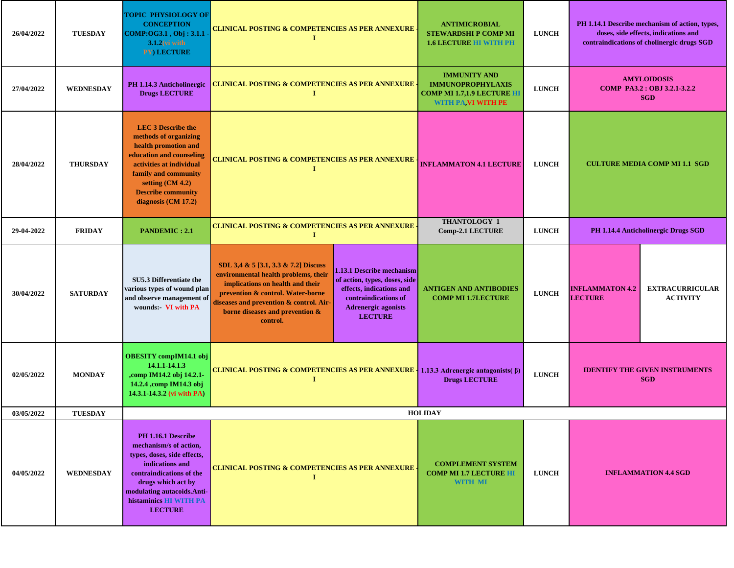| | | | | | | | |
|---|---|---|---|---|---|---|---|
| 26/04/2022 | TUESDAY | TOPIC PHYSIOLOGY OF CONCEPTION COMP:OG3.1 , Obj : 3.1.1 - 3.1.2(vi with PY) LECTURE | CLINICAL POSTING & COMPETENCIES AS PER ANNEXURE - I | | ANTIMICROBIAL STEWARDSHI P COMP MI 1.6 LECTURE HI WITH PH | LUNCH | PH 1.14.1 Describe mechanism of action, types, doses, side effects, indications and contraindications of cholinergic drugs SGD |
| 27/04/2022 | WEDNESDAY | PH 1.14.3 Anticholinergic Drugs LECTURE | CLINICAL POSTING & COMPETENCIES AS PER ANNEXURE - I | | IMMUNITY AND IMMUNOPROPHYLAXIS COMP MI 1.7,1.9 LECTURE HI WITH PA,VI WITH PE | LUNCH | AMYLOIDOSIS COMP PA3.2 : OBJ 3.2.1-3.2.2 SGD |
| 28/04/2022 | THURSDAY | LEC 3 Describe the methods of organizing health promotion and education and counseling activities at individual family and community setting (CM 4.2) Describe community diagnosis (CM 17.2) | CLINICAL POSTING & COMPETENCIES AS PER ANNEXURE - I | | INFLAMMATON 4.1 LECTURE | LUNCH | CULTURE MEDIA COMP MI 1.1 SGD |
| 29-04-2022 | FRIDAY | PANDEMIC : 2.1 | CLINICAL POSTING & COMPETENCIES AS PER ANNEXURE - I | | THANTOLOGY 1 Comp-2.1 LECTURE | LUNCH | PH 1.14.4 Anticholinergic Drugs SGD |
| 30/04/2022 | SATURDAY | SU5.3 Differentiate the various types of wound plan and observe management of wounds:- VI with PA | SDL 3,4 & 5 [3.1, 3.3 & 7.2] Discuss environmental health problems, their implications on health and their prevention & control. Water-borne diseases and prevention & control. Air-borne diseases and prevention & control. | 1.13.1 Describe mechanism of action, types, doses, side effects, indications and contraindications of Adrenergic agonists LECTURE | ANTIGEN AND ANTIBODIES COMP MI 1.7LECTURE | LUNCH | INFLAMMATON 4.2 LECTURE / EXTRACURRICULAR ACTIVITY |
| 02/05/2022 | MONDAY | OBESITY compIM14.1 obj 14.1.1-14.1.3 ,comp IM14.2 obj 14.2.1-14.2.4 ,comp IM14.3 obj 14.3.1-14.3.2 (vi with PA) | CLINICAL POSTING & COMPETENCIES AS PER ANNEXURE - I | | 1.13.3 Adrenergic antagonists( β) Drugs LECTURE | LUNCH | IDENTIFY THE GIVEN INSTRUMENTS SGD |
| 03/05/2022 | TUESDAY | HOLIDAY | | | | | |
| 04/05/2022 | WEDNESDAY | PH 1.16.1 Describe mechanism/s of action, types, doses, side effects, indications and contraindications of the drugs which act by modulating autacoids.Anti-histaminics HI WITH PA LECTURE | CLINICAL POSTING & COMPETENCIES AS PER ANNEXURE - I | | COMPLEMENT SYSTEM COMP MI 1.7 LECTURE HI WITH MI | LUNCH | INFLAMMATION 4.4 SGD |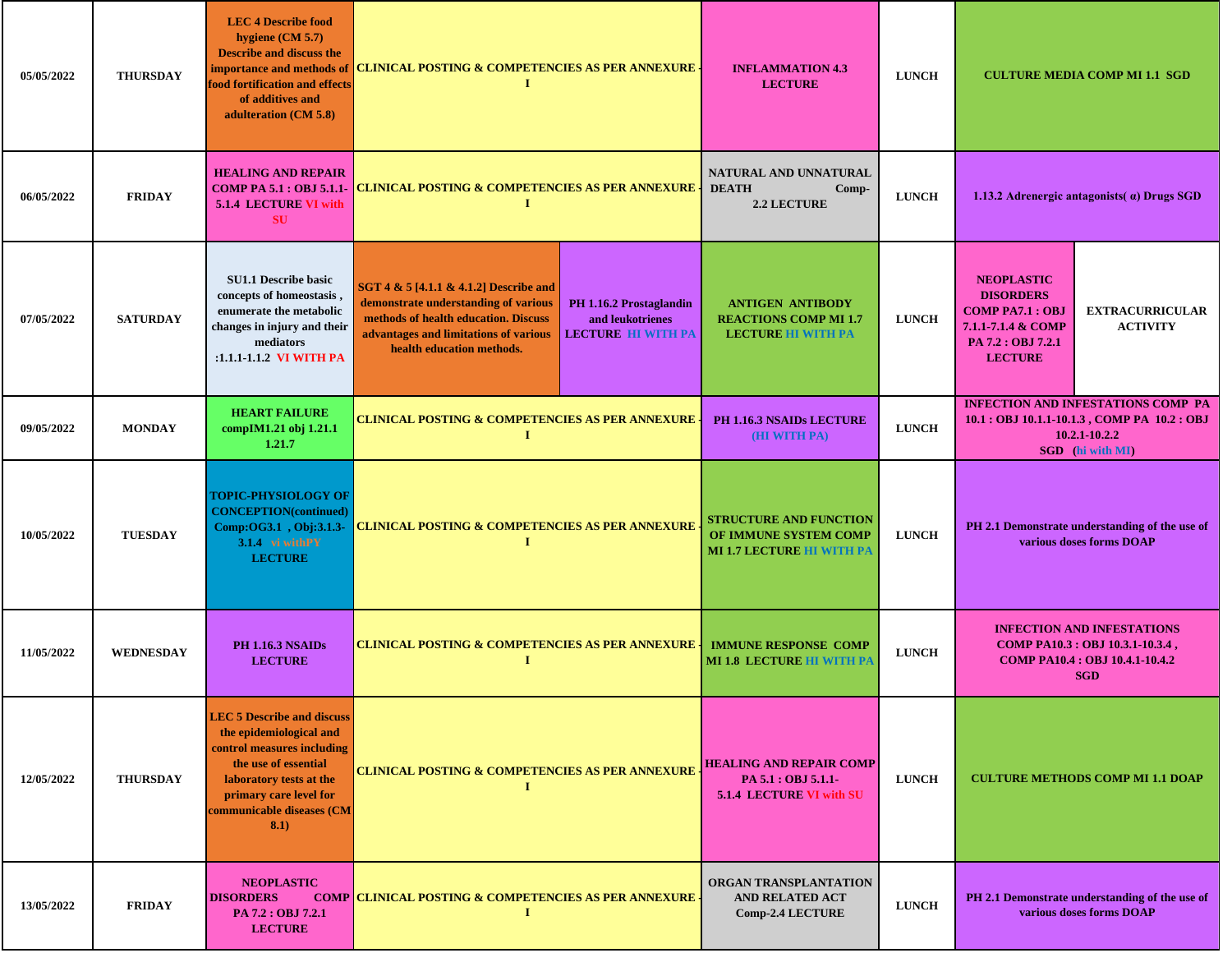| | | | | | | | |
|---|---|---|---|---|---|---|---|
| 05/05/2022 | THURSDAY | LEC 4 Describe food hygiene (CM 5.7) Describe and discuss the importance and methods of food fortification and effects of additives and adulteration (CM 5.8) | CLINICAL POSTING & COMPETENCIES AS PER ANNEXURE - I | | INFLAMMATION 4.3 LECTURE | LUNCH | CULTURE MEDIA COMP MI 1.1 SGD |
| 06/05/2022 | FRIDAY | HEALING AND REPAIR COMP PA 5.1 : OBJ 5.1.1-5.1.4 LECTURE VI with SU | CLINICAL POSTING & COMPETENCIES AS PER ANNEXURE - I | | NATURAL AND UNNATURAL DEATH Comp-2.2 LECTURE | LUNCH | 1.13.2 Adrenergic antagonists( α) Drugs SGD |
| 07/05/2022 | SATURDAY | SU1.1 Describe basic concepts of homeostasis , enumerate the metabolic changes in injury and their mediators :1.1.1-1.1.2 VI WITH PA | SGT 4 & 5 [4.1.1 & 4.1.2] Describe and demonstrate understanding of various methods of health education. Discuss advantages and limitations of various health education methods. | PH 1.16.2 Prostaglandin and leukotrienes LECTURE HI WITH PA | ANTIGEN ANTIBODY REACTIONS COMP MI 1.7 LECTURE HI WITH PA | LUNCH | NEOPLASTIC DISORDERS COMP PA7.1 : OBJ 7.1.1-7.1.4 & COMP PA 7.2 : OBJ 7.2.1 LECTURE / EXTRACURRICULAR ACTIVITY |
| 09/05/2022 | MONDAY | HEART FAILURE compIM1.21 obj 1.21.1 1.21.7 | CLINICAL POSTING & COMPETENCIES AS PER ANNEXURE - I | | PH 1.16.3 NSAIDs LECTURE (HI WITH PA) | LUNCH | INFECTION AND INFESTATIONS COMP PA 10.1 : OBJ 10.1.1-10.1.3 , COMP PA 10.2 : OBJ 10.2.1-10.2.2 SGD (hi with MI) |
| 10/05/2022 | TUESDAY | TOPIC-PHYSIOLOGY OF CONCEPTION(continued) Comp:OG3.1 , Obj:3.1.3-3.1.4 vi withPY LECTURE | CLINICAL POSTING & COMPETENCIES AS PER ANNEXURE - I | | STRUCTURE AND FUNCTION OF IMMUNE SYSTEM COMP MI 1.7 LECTURE HI WITH PA | LUNCH | PH 2.1 Demonstrate understanding of the use of various doses forms DOAP |
| 11/05/2022 | WEDNESDAY | PH 1.16.3 NSAIDs LECTURE | CLINICAL POSTING & COMPETENCIES AS PER ANNEXURE - I | | IMMUNE RESPONSE COMP MI 1.8 LECTURE HI WITH PA | LUNCH | INFECTION AND INFESTATIONS COMP PA10.3 : OBJ 10.3.1-10.3.4 , COMP PA10.4 : OBJ 10.4.1-10.4.2 SGD |
| 12/05/2022 | THURSDAY | LEC 5 Describe and discuss the epidemiological and control measures including the use of essential laboratory tests at the primary care level for communicable diseases (CM 8.1) | CLINICAL POSTING & COMPETENCIES AS PER ANNEXURE - I | | HEALING AND REPAIR COMP PA 5.1 : OBJ 5.1.1-5.1.4 LECTURE VI with SU | LUNCH | CULTURE METHODS COMP MI 1.1 DOAP |
| 13/05/2022 | FRIDAY | NEOPLASTIC DISORDERS COMP PA 7.2 : OBJ 7.2.1 LECTURE | CLINICAL POSTING & COMPETENCIES AS PER ANNEXURE - I | | ORGAN TRANSPLANTATION AND RELATED ACT Comp-2.4 LECTURE | LUNCH | PH 2.1 Demonstrate understanding of the use of various doses forms DOAP |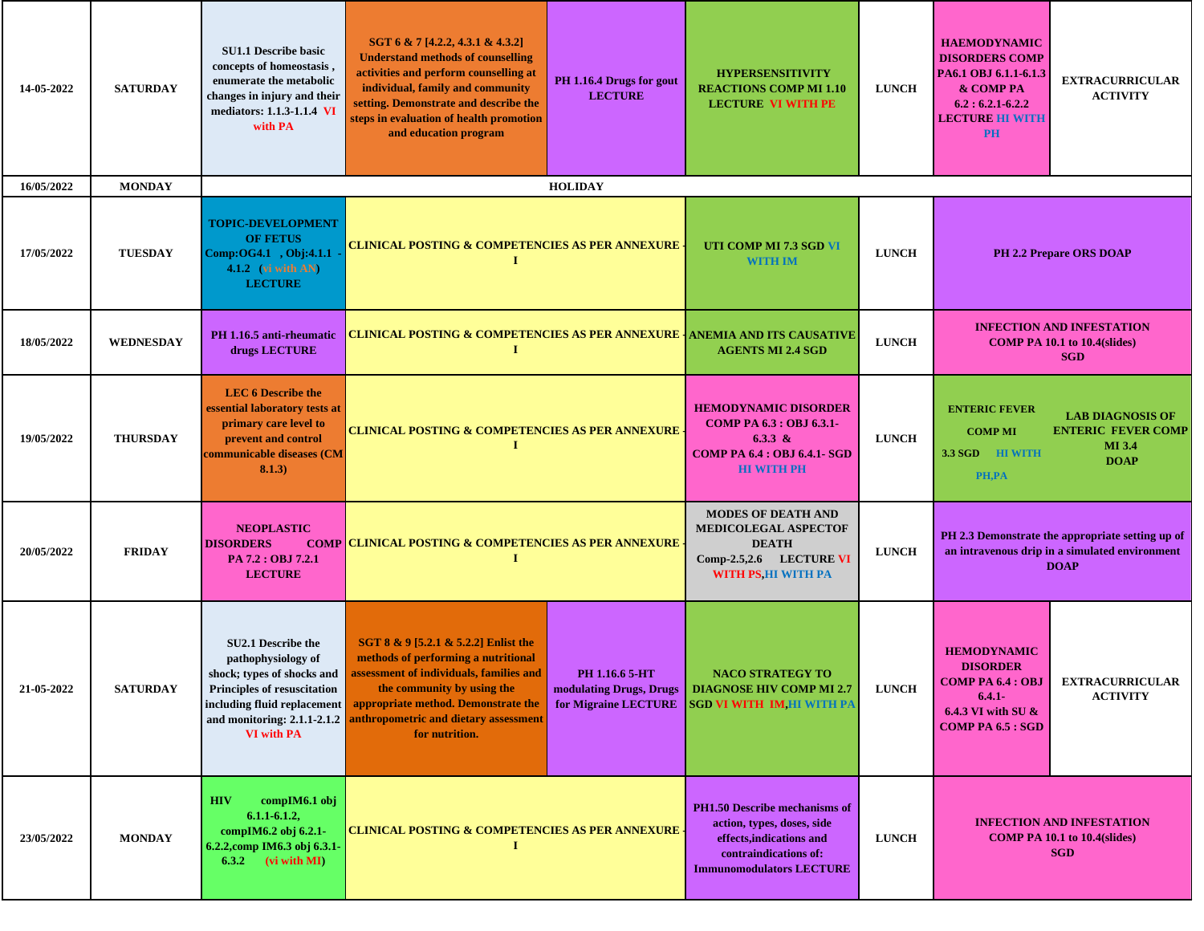| | | | | | | | | |
|---|---|---|---|---|---|---|---|---|
| 14-05-2022 | SATURDAY | SU1.1 Describe basic concepts of homeostasis , enumerate the metabolic changes in injury and their mediators: 1.1.3-1.1.4 VI with PA | SGT 6 & 7 [4.2.2, 4.3.1 & 4.3.2] Understand methods of counselling activities and perform counselling at individual, family and community setting. Demonstrate and describe the steps in evaluation of health promotion and education program | PH 1.16.4 Drugs for gout LECTURE | HYPERSENSITIVITY REACTIONS COMP MI 1.10 LECTURE VI WITH PE | LUNCH | HAEMODYNAMIC DISORDERS COMP PA6.1 OBJ 6.1.1-6.1.3 & COMP PA 6.2 : 6.2.1-6.2.2 LECTURE HI WITH PH | EXTRACURRICULAR ACTIVITY |
| 16/05/2022 | MONDAY | HOLIDAY | | | | | | |
| 17/05/2022 | TUESDAY | TOPIC-DEVELOPMENT OF FETUS Comp:OG4.1 , Obj:4.1.1 - 4.1.2 (vi with AN) LECTURE | CLINICAL POSTING & COMPETENCIES AS PER ANNEXURE - I | | UTI COMP MI 7.3 SGD VI WITH IM | LUNCH | PH 2.2 Prepare ORS DOAP | |
| 18/05/2022 | WEDNESDAY | PH 1.16.5 anti-rheumatic drugs LECTURE | CLINICAL POSTING & COMPETENCIES AS PER ANNEXURE - I | | ANEMIA AND ITS CAUSATIVE AGENTS MI 2.4 SGD | LUNCH | INFECTION AND INFESTATION COMP PA 10.1 to 10.4(slides) SGD | |
| 19/05/2022 | THURSDAY | LEC 6 Describe the essential laboratory tests at primary care level to prevent and control communicable diseases (CM 8.1.3) | CLINICAL POSTING & COMPETENCIES AS PER ANNEXURE - I | | HEMODYNAMIC DISORDER COMP PA 6.3 : OBJ 6.3.1-6.3.3 & COMP PA 6.4 : OBJ 6.4.1- SGD HI WITH PH | LUNCH | ENTERIC FEVER COMP MI 3.3 SGD HI WITH PH,PA | LAB DIAGNOSIS OF ENTERIC FEVER COMP MI 3.4 DOAP |
| 20/05/2022 | FRIDAY | NEOPLASTIC DISORDERS COMP PA 7.2 : OBJ 7.2.1 LECTURE | CLINICAL POSTING & COMPETENCIES AS PER ANNEXURE - I | | MODES OF DEATH AND MEDICOLEGAL ASPECTOF DEATH Comp-2.5,2.6 LECTURE VI WITH PS,HI WITH PA | LUNCH | PH 2.3 Demonstrate the appropriate setting up of an intravenous drip in a simulated environment DOAP | |
| 21-05-2022 | SATURDAY | SU2.1 Describe the pathophysiology of shock; types of shocks and Principles of resuscitation including fluid replacement and monitoring: 2.1.1-2.1.2 VI with PA | SGT 8 & 9 [5.2.1 & 5.2.2] Enlist the methods of performing a nutritional assessment of individuals, families and the community by using the appropriate method. Demonstrate the anthropometric and dietary assessment for nutrition. | PH 1.16.6 5-HT modulating Drugs, Drugs for Migraine LECTURE | NACO STRATEGY TO DIAGNOSE HIV COMP MI 2.7 SGD VI WITH IM,HI WITH PA | LUNCH | HEMODYNAMIC DISORDER COMP PA 6.4 : OBJ 6.4.1-6.4.3 VI with SU & COMP PA 6.5 : SGD | EXTRACURRICULAR ACTIVITY |
| 23/05/2022 | MONDAY | HIV compIM6.1 obj 6.1.1-6.1.2, compIM6.2 obj 6.2.1-6.2.2,comp IM6.3 obj 6.3.1-6.3.2 (vi with MI) | CLINICAL POSTING & COMPETENCIES AS PER ANNEXURE - I | | PH1.50 Describe mechanisms of action, types, doses, side effects,indications and contraindications of: Immunomodulators LECTURE | LUNCH | INFECTION AND INFESTATION COMP PA 10.1 to 10.4(slides) SGD | |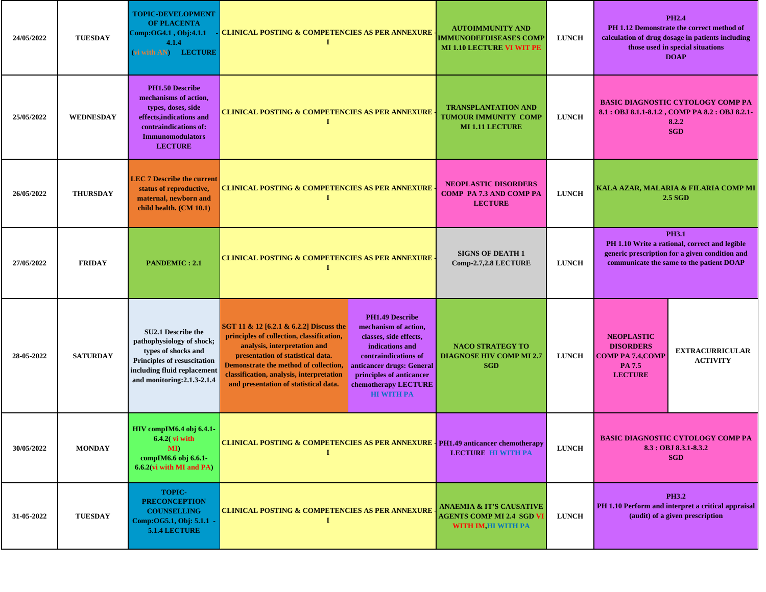| | | | | | | |
|---|---|---|---|---|---|---|
| 24/05/2022 | TUESDAY | TOPIC-DEVELOPMENT OF PLACENTA Comp:OG4.1 , Obj:4.1.1 - 4.1.4 (vi with AN) LECTURE | CLINICAL POSTING & COMPETENCIES AS PER ANNEXURE - I | AUTOIMMUNITY AND IMMUNODEFDISEASES COMP MI 1.10 LECTURE VI WIT PE | LUNCH | PH2.4 PH 1.12 Demonstrate the correct method of calculation of drug dosage in patients including those used in special situations DOAP |
| 25/05/2022 | WEDNESDAY | PH1.50 Describe mechanisms of action, types, doses, side effects,indications and contraindications of: Immunomodulators LECTURE | CLINICAL POSTING & COMPETENCIES AS PER ANNEXURE - I | TRANSPLANTATION AND TUMOUR IMMUNITY COMP MI 1.11 LECTURE | LUNCH | BASIC DIAGNOSTIC CYTOLOGY COMP PA 8.1 : OBJ 8.1.1-8.1.2 , COMP PA 8.2 : OBJ 8.2.1-8.2.2 SGD |
| 26/05/2022 | THURSDAY | LEC 7 Describe the current status of reproductive, maternal, newborn and child health. (CM 10.1) | CLINICAL POSTING & COMPETENCIES AS PER ANNEXURE - I | NEOPLASTIC DISORDERS COMP PA 7.3 AND COMP PA LECTURE | LUNCH | KALA AZAR, MALARIA & FILARIA COMP MI 2.5 SGD |
| 27/05/2022 | FRIDAY | PANDEMIC : 2.1 | CLINICAL POSTING & COMPETENCIES AS PER ANNEXURE - I | SIGNS OF DEATH 1 Comp-2.7,2.8 LECTURE | LUNCH | PH3.1 PH 1.10 Write a rational, correct and legible generic prescription for a given condition and communicate the same to the patient DOAP |
| 28-05-2022 | SATURDAY | SU2.1 Describe the pathophysiology of shock; types of shocks and Principles of resuscitation including fluid replacement and monitoring:2.1.3-2.1.4 | SGT 11 & 12 [6.2.1 & 6.2.2] Discuss the principles of collection, classification, analysis, interpretation and presentation of statistical data. Demonstrate the method of collection, classification, analysis, interpretation and presentation of statistical data. / PH1.49 Describe mechanism of action, classes, side effects, indications and contraindications of anticancer drugs: General principles of anticancer chemotherapy LECTURE HI WITH PA | NACO STRATEGY TO DIAGNOSE HIV COMP MI 2.7 SGD | LUNCH | NEOPLASTIC DISORDERS COMP PA 7.4,COMP PA 7.5 LECTURE / EXTRACURRICULAR ACTIVITY |
| 30/05/2022 | MONDAY | HIV compIM6.4 obj 6.4.1-6.4.2( vi with MI) compIM6.6 obj 6.6.1-6.6.2(vi with MI and PA) | CLINICAL POSTING & COMPETENCIES AS PER ANNEXURE - I | PH1.49 anticancer chemotherapy LECTURE HI WITH PA | LUNCH | BASIC DIAGNOSTIC CYTOLOGY COMP PA 8.3 : OBJ 8.3.1-8.3.2 SGD |
| 31-05-2022 | TUESDAY | TOPIC-PRECONCEPTION COUNSELLING Comp:OG5.1, Obj: 5.1.1 - 5.1.4 LECTURE | CLINICAL POSTING & COMPETENCIES AS PER ANNEXURE - I | ANAEMIA & IT'S CAUSATIVE AGENTS COMP MI 2.4 SGD VI WITH IM,HI WITH PA | LUNCH | PH3.2 PH 1.10 Perform and interpret a critical appraisal (audit) of a given prescription |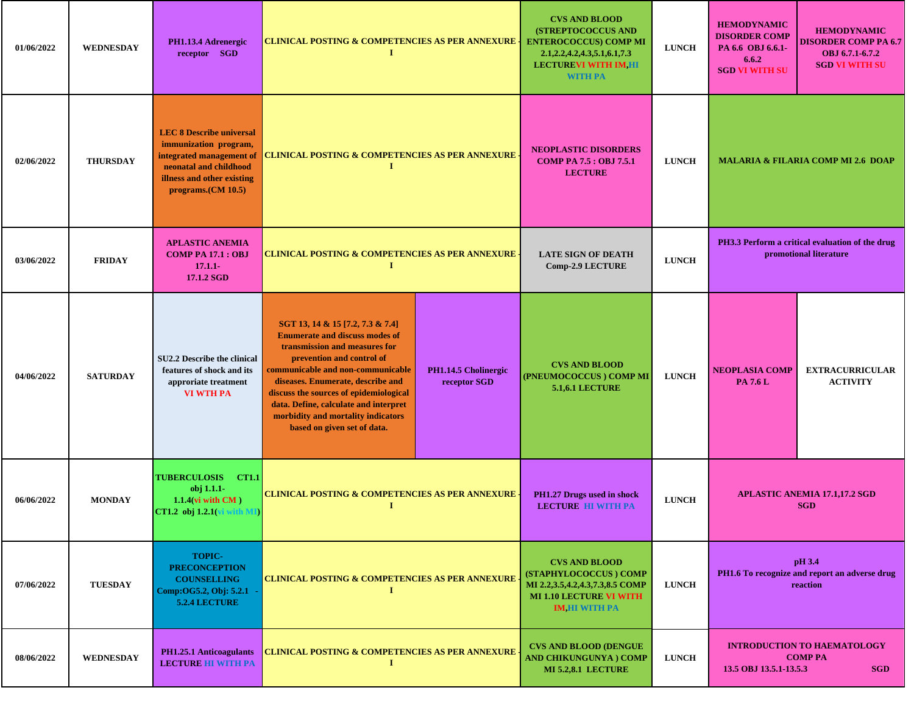| | | | | | | | |
|---|---|---|---|---|---|---|---|
| 01/06/2022 | WEDNESDAY | PH1.13.4 Adrenergic receptor SGD | CLINICAL POSTING & COMPETENCIES AS PER ANNEXURE - I | CVS AND BLOOD (STREPTOCOCCUS AND ENTEROCOCCUS) COMP MI 2.1,2.2,4.2,4.3,5.1,6.1,7.3 LECTURE VI WITH IM,HI WITH PA | LUNCH | HEMODYNAMIC DISORDER COMP PA 6.6 OBJ 6.6.1-6.6.2 SGD VI WITH SU | HEMODYNAMIC DISORDER COMP PA 6.7 OBJ 6.7.1-6.7.2 SGD VI WITH SU |
| 02/06/2022 | THURSDAY | LEC 8 Describe universal immunization program, integrated management of neonatal and childhood illness and other existing programs.(CM 10.5) | CLINICAL POSTING & COMPETENCIES AS PER ANNEXURE - I | NEOPLASTIC DISORDERS COMP PA 7.5 : OBJ 7.5.1 LECTURE | LUNCH | MALARIA & FILARIA COMP MI 2.6 DOAP | |
| 03/06/2022 | FRIDAY | APLASTIC ANEMIA COMP PA 17.1 : OBJ 17.1.1-17.1.2 SGD | CLINICAL POSTING & COMPETENCIES AS PER ANNEXURE - I | LATE SIGN OF DEATH Comp-2.9 LECTURE | LUNCH | PH3.3 Perform a critical evaluation of the drug promotional literature | |
| 04/06/2022 | SATURDAY | SU2.2 Describe the clinical features of shock and its approriate treatment VI WTH PA | SGT 13, 14 & 15 [7.2, 7.3 & 7.4] Enumerate and discuss modes of transmission and measures for prevention and control of communicable and non-communicable diseases. Enumerate, describe and discuss the sources of epidemiological data. Define, calculate and interpret morbidity and mortality indicators based on given set of data. / PH1.14.5 Cholinergic receptor SGD | CVS AND BLOOD (PNEUMOCOCCUS ) COMP MI 5.1,6.1 LECTURE | LUNCH | NEOPLASIA COMP PA 7.6 L | EXTRACURRICULAR ACTIVITY |
| 06/06/2022 | MONDAY | TUBERCULOSIS CT1.1 obj 1.1.1-1.1.4(vi with CM ) CT1.2 obj 1.2.1(vi with MI) | CLINICAL POSTING & COMPETENCIES AS PER ANNEXURE - I | PH1.27 Drugs used in shock LECTURE HI WITH PA | LUNCH | APLASTIC ANEMIA 17.1,17.2 SGD SGD | |
| 07/06/2022 | TUESDAY | TOPIC- PRECONCEPTION COUNSELLING Comp:OG5.2, Obj: 5.2.1 - 5.2.4 LECTURE | CLINICAL POSTING & COMPETENCIES AS PER ANNEXURE - I | CVS AND BLOOD (STAPHYLOCOCCUS ) COMP MI 2.2,3.5,4.2,4.3,7.3,8.5 COMP MI 1.10 LECTURE VI WITH IM,HI WITH PA | LUNCH | pH 3.4 PH1.6 To recognize and report an adverse drug reaction | |
| 08/06/2022 | WEDNESDAY | PH1.25.1 Anticoagulants LECTURE HI WITH PA | CLINICAL POSTING & COMPETENCIES AS PER ANNEXURE - I | CVS AND BLOOD (DENGUE AND CHIKUNGUNYA ) COMP MI 5.2,8.1 LECTURE | LUNCH | INTRODUCTION TO HAEMATOLOGY COMP PA 13.5 OBJ 13.5.1-13.5.3 SGD | |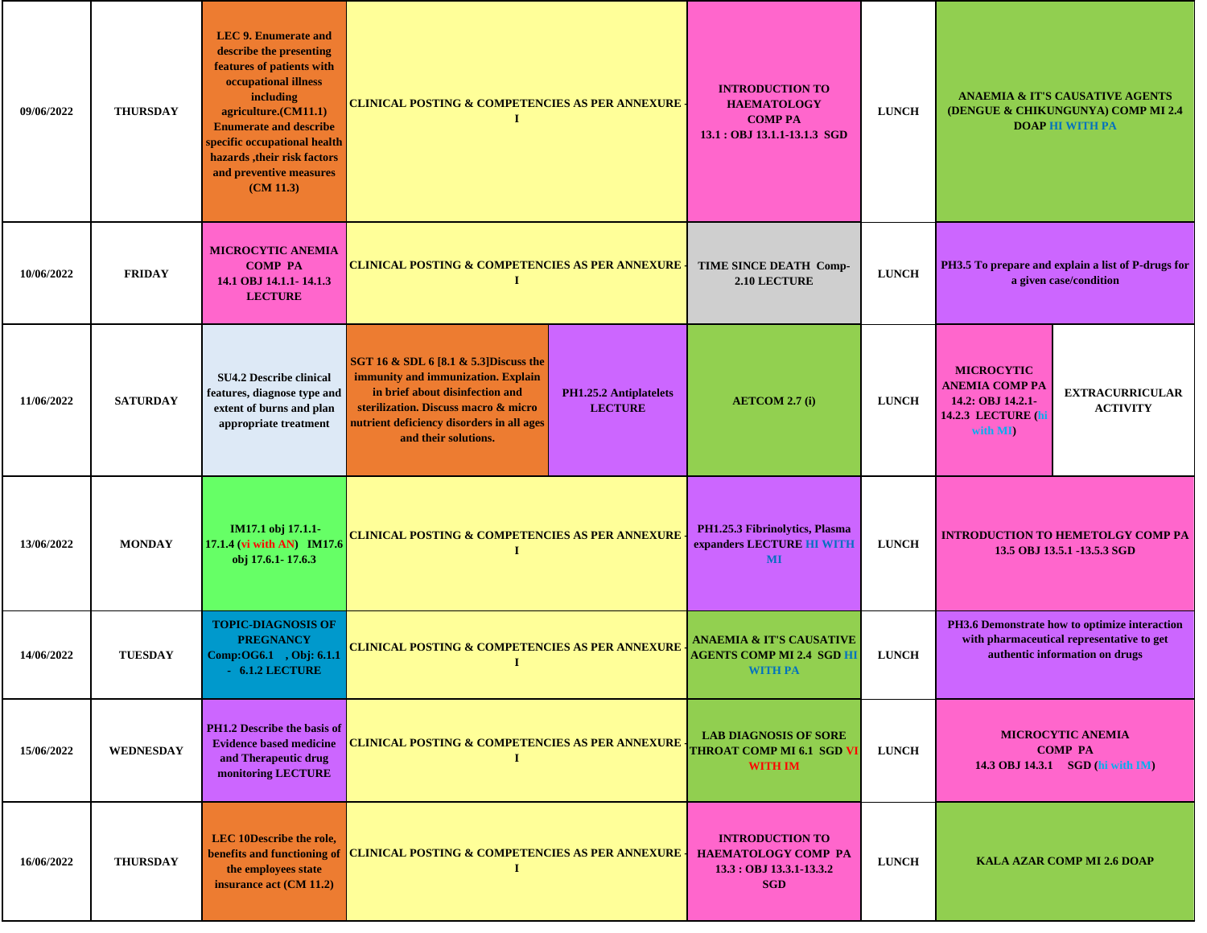| | | | | | | | | |
|---|---|---|---|---|---|---|---|---|
| 09/06/2022 | THURSDAY | LEC 9. Enumerate and describe the presenting features of patients with occupational illness including agriculture.(CM11.1) Enumerate and describe specific occupational health hazards ,their risk factors and preventive measures (CM 11.3) | CLINICAL POSTING & COMPETENCIES AS PER ANNEXURE - I | | INTRODUCTION TO HAEMATOLOGY COMP PA 13.1 : OBJ 13.1.1-13.1.3 SGD | LUNCH | ANAEMIA & IT'S CAUSATIVE AGENTS (DENGUE & CHIKUNGUNYA) COMP MI 2.4 DOAP HI WITH PA | |
| 10/06/2022 | FRIDAY | MICROCYTIC ANEMIA COMP PA 14.1 OBJ 14.1.1- 14.1.3 LECTURE | CLINICAL POSTING & COMPETENCIES AS PER ANNEXURE - I | | TIME SINCE DEATH Comp- 2.10 LECTURE | LUNCH | PH3.5 To prepare and explain a list of P-drugs for a given case/condition | |
| 11/06/2022 | SATURDAY | SU4.2 Describe clinical features, diagnose type and extent of burns and plan appropriate treatment | SGT 16 & SDL 6 [8.1 & 5.3]Discuss the immunity and immunization. Explain in brief about disinfection and sterilization. Discuss macro & micro nutrient deficiency disorders in all ages and their solutions. | PH1.25.2 Antiplatelets LECTURE | AETCOM 2.7 (i) | LUNCH | MICROCYTIC ANEMIA COMP PA 14.2: OBJ 14.2.1- 14.2.3 LECTURE (hi with MI) | EXTRACURRICULAR ACTIVITY |
| 13/06/2022 | MONDAY | IM17.1 obj 17.1.1- 17.1.4 (vi with AN) IM17.6 obj 17.6.1- 17.6.3 | CLINICAL POSTING & COMPETENCIES AS PER ANNEXURE - I | | PH1.25.3 Fibrinolytics, Plasma expanders LECTURE HI WITH MI | LUNCH | INTRODUCTION TO HEMETOLGY COMP PA 13.5 OBJ 13.5.1 -13.5.3 SGD | |
| 14/06/2022 | TUESDAY | TOPIC-DIAGNOSIS OF PREGNANCY Comp:OG6.1 , Obj: 6.1.1 - 6.1.2 LECTURE | CLINICAL POSTING & COMPETENCIES AS PER ANNEXURE - I | | ANAEMIA & IT'S CAUSATIVE AGENTS COMP MI 2.4 SGD HI WITH PA | LUNCH | PH3.6 Demonstrate how to optimize interaction with pharmaceutical representative to get authentic information on drugs | |
| 15/06/2022 | WEDNESDAY | PH1.2 Describe the basis of Evidence based medicine and Therapeutic drug monitoring LECTURE | CLINICAL POSTING & COMPETENCIES AS PER ANNEXURE - I | | LAB DIAGNOSIS OF SORE THROAT COMP MI 6.1 SGD VI WITH IM | LUNCH | MICROCYTIC ANEMIA COMP PA 14.3 OBJ 14.3.1 SGD (hi with IM) | |
| 16/06/2022 | THURSDAY | LEC 10Describe the role, benefits and functioning of the employees state insurance act (CM 11.2) | CLINICAL POSTING & COMPETENCIES AS PER ANNEXURE - I | | INTRODUCTION TO HAEMATOLOGY COMP PA 13.3 : OBJ 13.3.1-13.3.2 SGD | LUNCH | KALA AZAR COMP MI 2.6 DOAP | |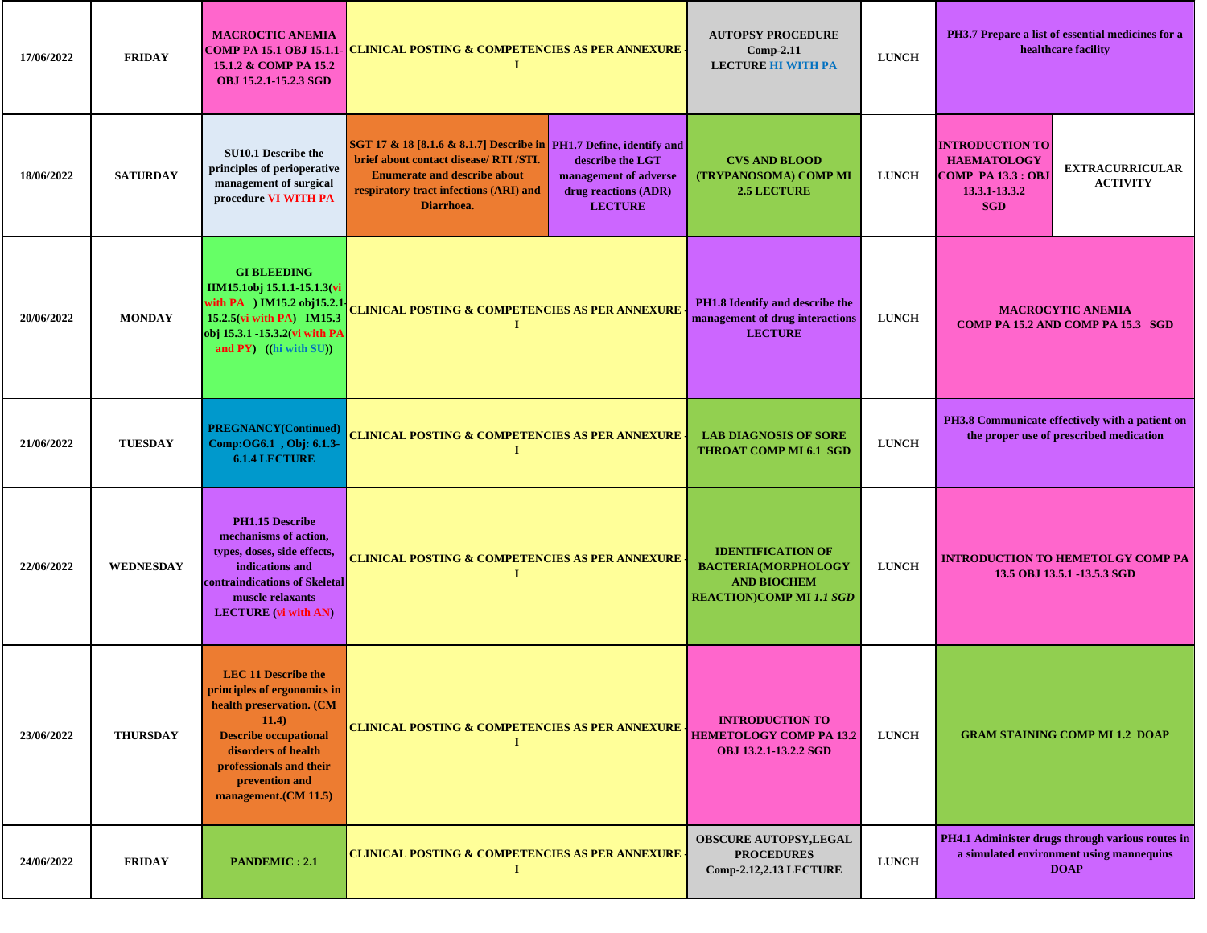| 17/06/2022 | FRIDAY | MACROCTIC ANEMIA COMP PA 15.1 OBJ 15.1.1-15.1.2 & COMP PA 15.2 OBJ 15.2.1-15.2.3 SGD | CLINICAL POSTING & COMPETENCIES AS PER ANNEXURE - I | | AUTOPSY PROCEDURE Comp-2.11 LECTURE HI WITH PA | LUNCH | PH3.7 Prepare a list of essential medicines for a healthcare facility | |
|---|---|---|---|---|---|---|---|---|
| 18/06/2022 | SATURDAY | SU10.1 Describe the principles of perioperative management of surgical procedure VI WITH PA | SGT 17 & 18 [8.1.6 & 8.1.7] Describe in brief about contact disease/ RTI /STI. Enumerate and describe about respiratory tract infections (ARI) and Diarrhoea. | PH1.7 Define, identify and describe the LGT management of adverse drug reactions (ADR) LECTURE | CVS AND BLOOD (TRYPANOSOMA) COMP MI 2.5 LECTURE | LUNCH | INTRODUCTION TO HAEMATOLOGY COMP PA 13.3 : OBJ 13.3.1-13.3.2 SGD | EXTRACURRICULAR ACTIVITY |
| 20/06/2022 | MONDAY | GI BLEEDING IIM15.1obj 15.1.1-15.1.3(vi with PA ) IM15.2 obj15.2.1-15.2.5(vi with PA) IM15.3 obj 15.3.1 -15.3.2(vi with PA and PY) ((hi with SU)) | CLINICAL POSTING & COMPETENCIES AS PER ANNEXURE - I | | PH1.8 Identify and describe the management of drug interactions LECTURE | LUNCH | MACROCYTIC ANEMIA COMP PA 15.2 AND COMP PA 15.3 SGD | |
| 21/06/2022 | TUESDAY | PREGNANCY(Continued) Comp:OG6.1 , Obj: 6.1.3-6.1.4 LECTURE | CLINICAL POSTING & COMPETENCIES AS PER ANNEXURE - I | | LAB DIAGNOSIS OF SORE THROAT COMP MI 6.1 SGD | LUNCH | PH3.8 Communicate effectively with a patient on the proper use of prescribed medication | |
| 22/06/2022 | WEDNESDAY | PH1.15 Describe mechanisms of action, types, doses, side effects, indications and contraindications of Skeletal muscle relaxants LECTURE (vi with AN) | CLINICAL POSTING & COMPETENCIES AS PER ANNEXURE - I | | IDENTIFICATION OF BACTERIA(MORPHOLOGY AND BIOCHEM REACTION)COMP MI *1.1 SGD* | LUNCH | INTRODUCTION TO HEMETOLGY COMP PA 13.5 OBJ 13.5.1 -13.5.3 SGD | |
| 23/06/2022 | THURSDAY | LEC 11 Describe the principles of ergonomics in health preservation. (CM 11.4) Describe occupational disorders of health professionals and their prevention and management.(CM 11.5) | CLINICAL POSTING & COMPETENCIES AS PER ANNEXURE - I | | INTRODUCTION TO HEMETOLOGY COMP PA 13.2 OBJ 13.2.1-13.2.2 SGD | LUNCH | GRAM STAINING COMP MI 1.2 DOAP | |
| 24/06/2022 | FRIDAY | PANDEMIC : 2.1 | CLINICAL POSTING & COMPETENCIES AS PER ANNEXURE - I | | OBSCURE AUTOPSY,LEGAL PROCEDURES Comp-2.12,2.13 LECTURE | LUNCH | PH4.1 Administer drugs through various routes in a simulated environment using mannequins DOAP | |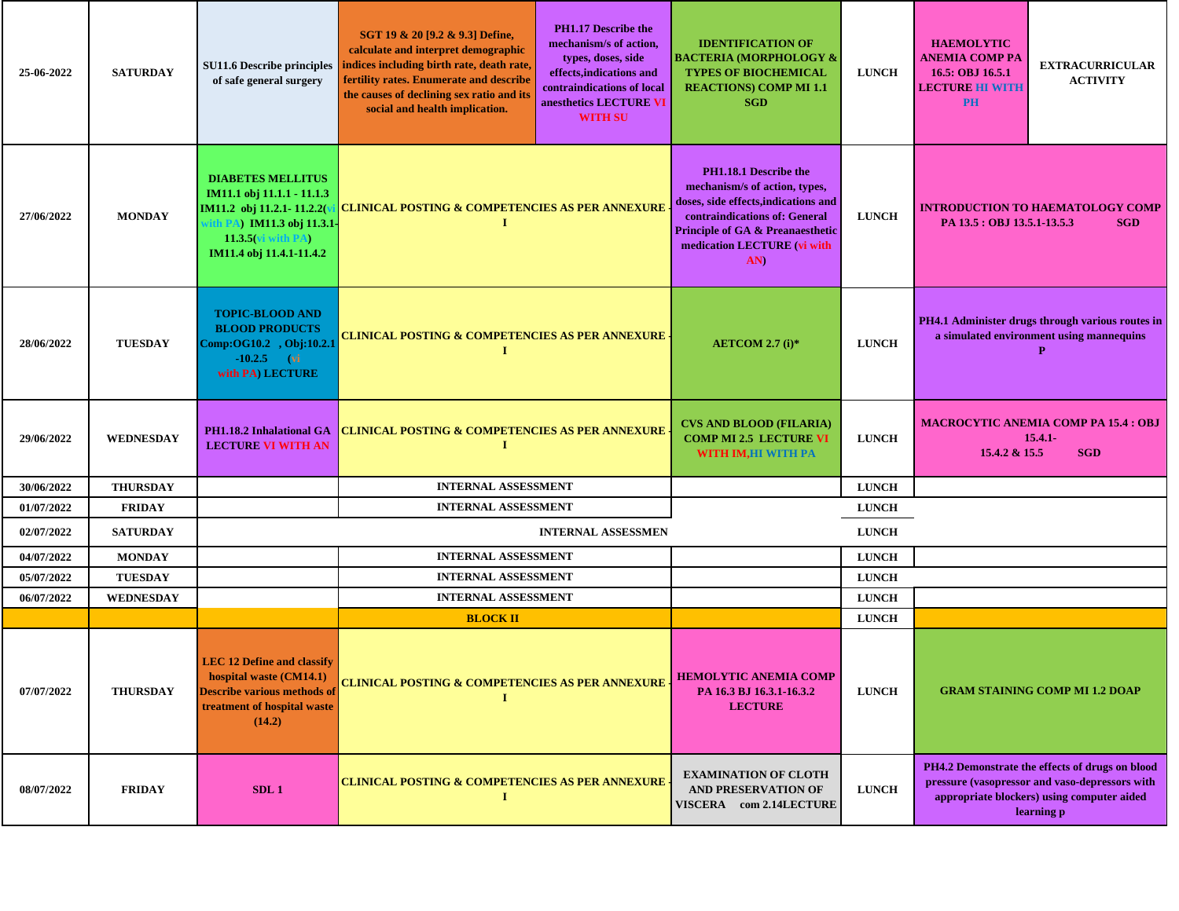| Date | Day | | | | | | | |
|---|---|---|---|---|---|---|---|---|
| 25-06-2022 | SATURDAY | SU11.6 Describe principles of safe general surgery | SGT 19 & 20 [9.2 & 9.3] Define, calculate and interpret demographic indices including birth rate, death rate, fertility rates. Enumerate and describe the causes of declining sex ratio and its social and health implication. | PH1.17 Describe the mechanism/s of action, types, doses, side effects,indications and contraindications of local anesthetics LECTURE VI WITH SU | IDENTIFICATION OF BACTERIA (MORPHOLOGY & TYPES OF BIOCHEMICAL REACTIONS) COMP MI 1.1 SGD | LUNCH | HAEMOLYTIC ANEMIA COMP PA 16.5: OBJ 16.5.1 LECTURE HI WITH PH | EXTRACURRICULAR ACTIVITY |
| 27/06/2022 | MONDAY | DIABETES MELLITUS IM11.1 obj 11.1.1 - 11.1.3 IM11.2 obj 11.2.1- 11.2.2(vi with PA) IM11.3 obj 11.3.1-11.3.5(vi with PA) IM11.4 obj 11.4.1-11.4.2 | CLINICAL POSTING & COMPETENCIES AS PER ANNEXURE - I | | PH1.18.1 Describe the mechanism/s of action, types, doses, side effects,indications and contraindications of: General Principle of GA & Preanaesthetic medication LECTURE (vi with AN) | LUNCH | INTRODUCTION TO HAEMATOLOGY COMP PA 13.5 : OBJ 13.5.1-13.5.3 SGD | |
| 28/06/2022 | TUESDAY | TOPIC-BLOOD AND BLOOD PRODUCTS Comp:OG10.2 , Obj:10.2.1 -10.2.5 (vi with PA) LECTURE | CLINICAL POSTING & COMPETENCIES AS PER ANNEXURE - I | | AETCOM 2.7 (i)* | LUNCH | PH4.1 Administer drugs through various routes in a simulated environment using mannequins P | |
| 29/06/2022 | WEDNESDAY | PH1.18.2 Inhalational GA LECTURE VI WITH AN | CLINICAL POSTING & COMPETENCIES AS PER ANNEXURE - I | | CVS AND BLOOD (FILARIA) COMP MI 2.5 LECTURE VI WITH IM,HI WITH PA | LUNCH | MACROCYTIC ANEMIA COMP PA 15.4 : OBJ 15.4.1- 15.4.2 & 15.5 SGD | |
| 30/06/2022 | THURSDAY | | INTERNAL ASSESSMENT | | | LUNCH | | |
| 01/07/2022 | FRIDAY | | INTERNAL ASSESSMENT | | | LUNCH | | |
| 02/07/2022 | SATURDAY | INTERNAL ASSESSMEN | | | | LUNCH | | |
| 04/07/2022 | MONDAY | | INTERNAL ASSESSMENT | | | LUNCH | | |
| 05/07/2022 | TUESDAY | | INTERNAL ASSESSMENT | | | LUNCH | | |
| 06/07/2022 | WEDNESDAY | | INTERNAL ASSESSMENT | | | LUNCH | | |
| | | | BLOCK II | | | LUNCH | | |
| 07/07/2022 | THURSDAY | LEC 12 Define and classify hospital waste (CM14.1) Describe various methods of treatment of hospital waste (14.2) | CLINICAL POSTING & COMPETENCIES AS PER ANNEXURE - I | | HEMOLYTIC ANEMIA COMP PA 16.3 BJ 16.3.1-16.3.2 LECTURE | LUNCH | GRAM STAINING COMP MI 1.2 DOAP | |
| 08/07/2022 | FRIDAY | SDL 1 | CLINICAL POSTING & COMPETENCIES AS PER ANNEXURE - I | | EXAMINATION OF CLOTH AND PRESERVATION OF VISCERA com 2.14LECTURE | LUNCH | PH4.2 Demonstrate the effects of drugs on blood pressure (vasopressor and vaso-depressors with appropriate blockers) using computer aided learning p | |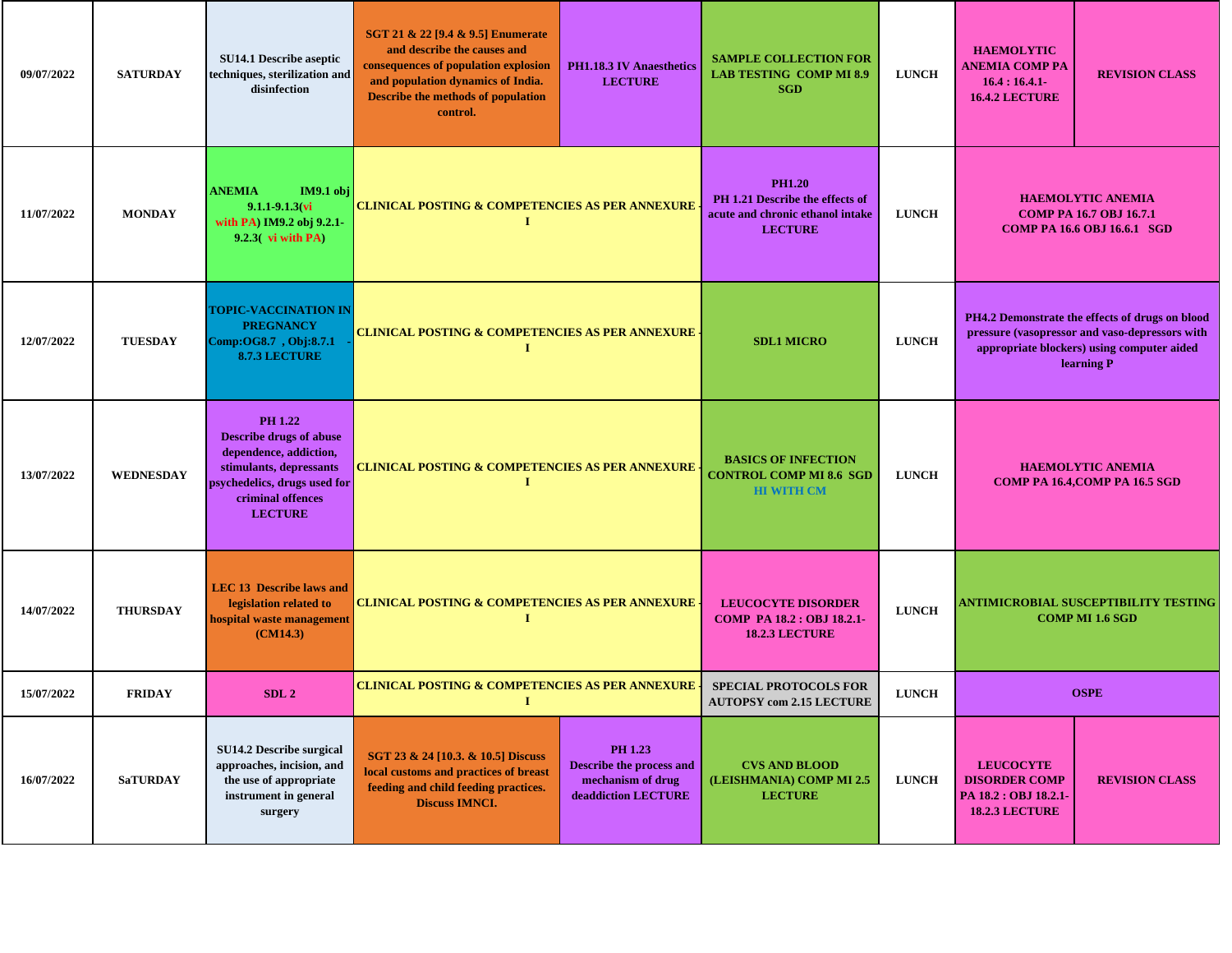| 09/07/2022 | SATURDAY | SU14.1 Describe aseptic techniques, sterilization and disinfection | SGT 21 & 22 [9.4 & 9.5] Enumerate and describe the causes and consequences of population explosion and population dynamics of India. Describe the methods of population control. | PH1.18.3 IV Anaesthetics LECTURE | SAMPLE COLLECTION FOR LAB TESTING COMP MI 8.9 SGD | LUNCH | HAEMOLYTIC ANEMIA COMP PA 16.4 : 16.4.1-16.4.2 LECTURE | REVISION CLASS |
|---|---|---|---|---|---|---|---|---|
| 11/07/2022 | MONDAY | ANEMIA IM9.1 obj 9.1.1-9.1.3(vi with PA) IM9.2 obj 9.2.1-9.2.3( vi with PA) | CLINICAL POSTING & COMPETENCIES AS PER ANNEXURE - I | | PH1.20 PH 1.21 Describe the effects of acute and chronic ethanol intake LECTURE | LUNCH | HAEMOLYTIC ANEMIA COMP PA 16.7 OBJ 16.7.1 COMP PA 16.6 OBJ 16.6.1 SGD | |
| 12/07/2022 | TUESDAY | TOPIC-VACCINATION IN PREGNANCY Comp:OG8.7 , Obj:8.7.1 - 8.7.3 LECTURE | CLINICAL POSTING & COMPETENCIES AS PER ANNEXURE - I | | SDL1 MICRO | LUNCH | PH4.2 Demonstrate the effects of drugs on blood pressure (vasopressor and vaso-depressors with appropriate blockers) using computer aided learning P | |
| 13/07/2022 | WEDNESDAY | PH 1.22 Describe drugs of abuse dependence, addiction, stimulants, depressants psychedelics, drugs used for criminal offences LECTURE | CLINICAL POSTING & COMPETENCIES AS PER ANNEXURE - I | | BASICS OF INFECTION CONTROL COMP MI 8.6 SGD HI WITH CM | LUNCH | HAEMOLYTIC ANEMIA COMP PA 16.4,COMP PA 16.5 SGD | |
| 14/07/2022 | THURSDAY | LEC 13 Describe laws and legislation related to hospital waste management (CM14.3) | CLINICAL POSTING & COMPETENCIES AS PER ANNEXURE - I | | LEUCOCYTE DISORDER COMP PA 18.2 : OBJ 18.2.1-18.2.3 LECTURE | LUNCH | ANTIMICROBIAL SUSCEPTIBILITY TESTING COMP MI 1.6 SGD | |
| 15/07/2022 | FRIDAY | SDL 2 | CLINICAL POSTING & COMPETENCIES AS PER ANNEXURE - I | | SPECIAL PROTOCOLS FOR AUTOPSY com 2.15 LECTURE | LUNCH | OSPE | |
| 16/07/2022 | SaTURDAY | SU14.2 Describe surgical approaches, incision, and the use of appropriate instrument in general surgery | SGT 23 & 24 [10.3. & 10.5] Discuss local customs and practices of breast feeding and child feeding practices. Discuss IMNCI. | PH 1.23 Describe the process and mechanism of drug deaddiction LECTURE | CVS AND BLOOD (LEISHMANIA) COMP MI 2.5 LECTURE | LUNCH | LEUCOCYTE DISORDER COMP PA 18.2 : OBJ 18.2.1-18.2.3 LECTURE | REVISION CLASS |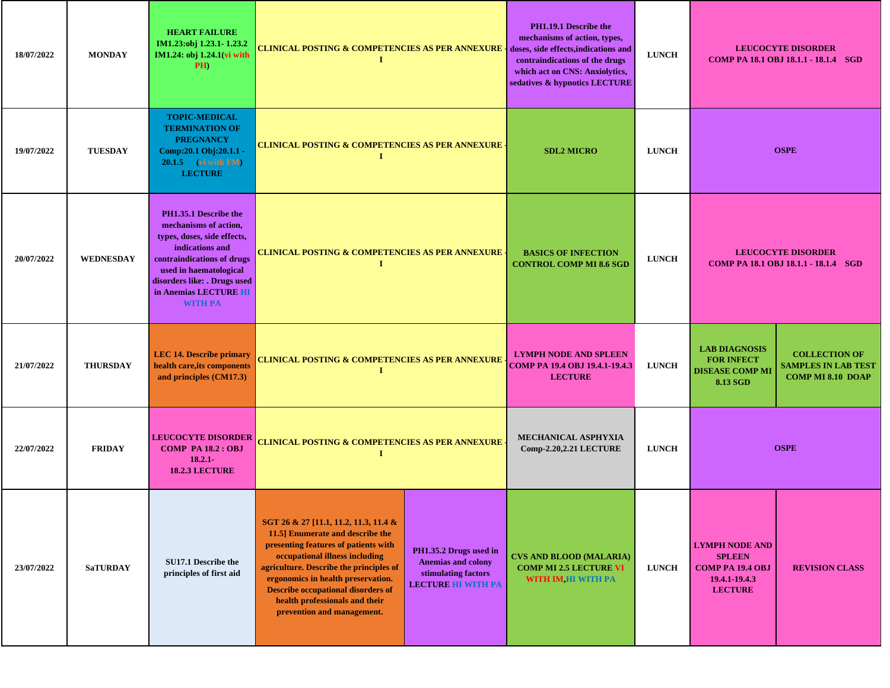| 18/07/2022 | MONDAY | HEART FAILURE IM1.23:obj 1.23.1- 1.23.2 IM1.24: obj 1.24.1(vi with PH) | CLINICAL POSTING & COMPETENCIES AS PER ANNEXURE - I | | PH1.19.1 Describe the mechanisms of action, types, doses, side effects,indications and contraindications of the drugs which act on CNS: Anxiolytics, sedatives & hypnotics LECTURE | LUNCH | LEUCOCYTE DISORDER COMP PA 18.1 OBJ 18.1.1 - 18.1.4 SGD | |
|---|---|---|---|---|---|---|---|---|
| 19/07/2022 | TUESDAY | TOPIC-MEDICAL TERMINATION OF PREGNANCY Comp:20.1 Obj:20.1.1 - 20.1.5 (vi with FM) LECTURE | CLINICAL POSTING & COMPETENCIES AS PER ANNEXURE - I | | SDL2 MICRO | LUNCH | OSPE | |
| 20/07/2022 | WEDNESDAY | PH1.35.1 Describe the mechanisms of action, types, doses, side effects, indications and contraindications of drugs used in haematological disorders like: . Drugs used in Anemias LECTURE HI WITH PA | CLINICAL POSTING & COMPETENCIES AS PER ANNEXURE - I | | BASICS OF INFECTION CONTROL COMP MI 8.6 SGD | LUNCH | LEUCOCYTE DISORDER COMP PA 18.1 OBJ 18.1.1 - 18.1.4 SGD | |
| 21/07/2022 | THURSDAY | LEC 14. Describe primary health care,its components and principles (CM17.3) | CLINICAL POSTING & COMPETENCIES AS PER ANNEXURE - I | | LYMPH NODE AND SPLEEN COMP PA 19.4 OBJ 19.4.1-19.4.3 LECTURE | LUNCH | LAB DIAGNOSIS FOR INFECT DISEASE COMP MI 8.13 SGD | COLLECTION OF SAMPLES IN LAB TEST COMP MI 8.10 DOAP |
| 22/07/2022 | FRIDAY | LEUCOCYTE DISORDER COMP PA 18.2 : OBJ 18.2.1- 18.2.3 LECTURE | CLINICAL POSTING & COMPETENCIES AS PER ANNEXURE - I | | MECHANICAL ASPHYXIA Comp-2.20,2.21 LECTURE | LUNCH | OSPE | |
| 23/07/2022 | SaTURDAY | SU17.1 Describe the principles of first aid | SGT 26 & 27 [11.1, 11.2, 11.3, 11.4 & 11.5] Enumerate and describe the presenting features of patients with occupational illness including agriculture. Describe the principles of ergonomics in health preservation. Describe occupational disorders of health professionals and their prevention and management. | PH1.35.2 Drugs used in Anemias and colony stimulating factors LECTURE HI WITH PA | CVS AND BLOOD (MALARIA) COMP MI 2.5 LECTURE VI WITH IM,HI WITH PA | LUNCH | LYMPH NODE AND SPLEEN COMP PA 19.4 OBJ 19.4.1-19.4.3 LECTURE | REVISION CLASS |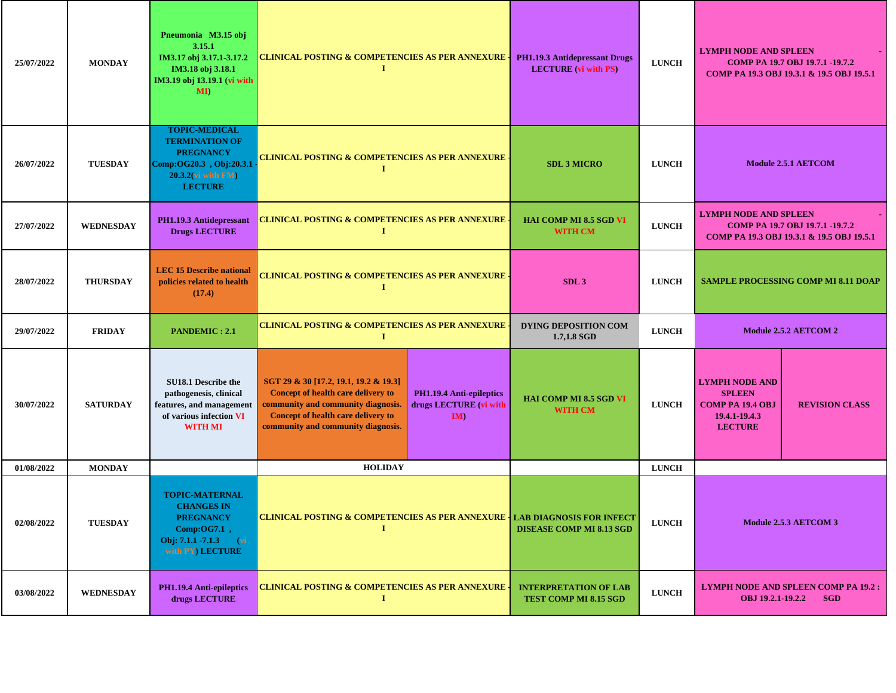| 25/07/2022 | MONDAY | Pneumonia M3.15 obj 3.15.1 IM3.17 obj 3.17.1-3.17.2 IM3.18 obj 3.18.1 IM3.19 obj 13.19.1 (vi with MI) | CLINICAL POSTING & COMPETENCIES AS PER ANNEXURE - I | | PH1.19.3 Antidepressant Drugs LECTURE (vi with PS) | LUNCH | LYMPH NODE AND SPLEEN - COMP PA 19.7 OBJ 19.7.1 -19.7.2 COMP PA 19.3 OBJ 19.3.1 & 19.5 OBJ 19.5.1 | |
|---|---|---|---|---|---|---|---|---|
| 26/07/2022 | TUESDAY | TOPIC-MEDICAL TERMINATION OF PREGNANCY Comp:OG20.3 , Obj:20.3.1 - 20.3.2(vi with FM) LECTURE | CLINICAL POSTING & COMPETENCIES AS PER ANNEXURE - I | | SDL 3 MICRO | LUNCH | Module 2.5.1 AETCOM | |
| 27/07/2022 | WEDNESDAY | PH1.19.3 Antidepressant Drugs LECTURE | CLINICAL POSTING & COMPETENCIES AS PER ANNEXURE - I | | HAI COMP MI 8.5 SGD VI WITH CM | LUNCH | LYMPH NODE AND SPLEEN - COMP PA 19.7 OBJ 19.7.1 -19.7.2 COMP PA 19.3 OBJ 19.3.1 & 19.5 OBJ 19.5.1 | |
| 28/07/2022 | THURSDAY | LEC 15 Describe national policies related to health (17.4) | CLINICAL POSTING & COMPETENCIES AS PER ANNEXURE - I | | SDL 3 | LUNCH | SAMPLE PROCESSING COMP MI 8.11 DOAP | |
| 29/07/2022 | FRIDAY | PANDEMIC : 2.1 | CLINICAL POSTING & COMPETENCIES AS PER ANNEXURE - I | | DYING DEPOSITION COM 1.7,1.8 SGD | LUNCH | Module 2.5.2 AETCOM 2 | |
| 30/07/2022 | SATURDAY | SU18.1 Describe the pathogenesis, clinical features, and management of various infection VI WITH MI | SGT 29 & 30 [17.2, 19.1, 19.2 & 19.3] Concept of health care delivery to community and community diagnosis. Concept of health care delivery to community and community diagnosis. | PH1.19.4 Anti-epileptics drugs LECTURE (vi with IM) | HAI COMP MI 8.5 SGD VI WITH CM | LUNCH | LYMPH NODE AND SPLEEN COMP PA 19.4 OBJ 19.4.1-19.4.3 LECTURE | REVISION CLASS |
| 01/08/2022 | MONDAY | | HOLIDAY | | | LUNCH | | |
| 02/08/2022 | TUESDAY | TOPIC-MATERNAL CHANGES IN PREGNANCY Comp:OG7.1 , Obj: 7.1.1 -7.1.3 (vi with PY) LECTURE | CLINICAL POSTING & COMPETENCIES AS PER ANNEXURE - I | | LAB DIAGNOSIS FOR INFECT DISEASE COMP MI 8.13 SGD | LUNCH | Module 2.5.3 AETCOM 3 | |
| 03/08/2022 | WEDNESDAY | PH1.19.4 Anti-epileptics drugs LECTURE | CLINICAL POSTING & COMPETENCIES AS PER ANNEXURE - I | | INTERPRETATION OF LAB TEST COMP MI 8.15 SGD | LUNCH | LYMPH NODE AND SPLEEN COMP PA 19.2 : OBJ 19.2.1-19.2.2 SGD | |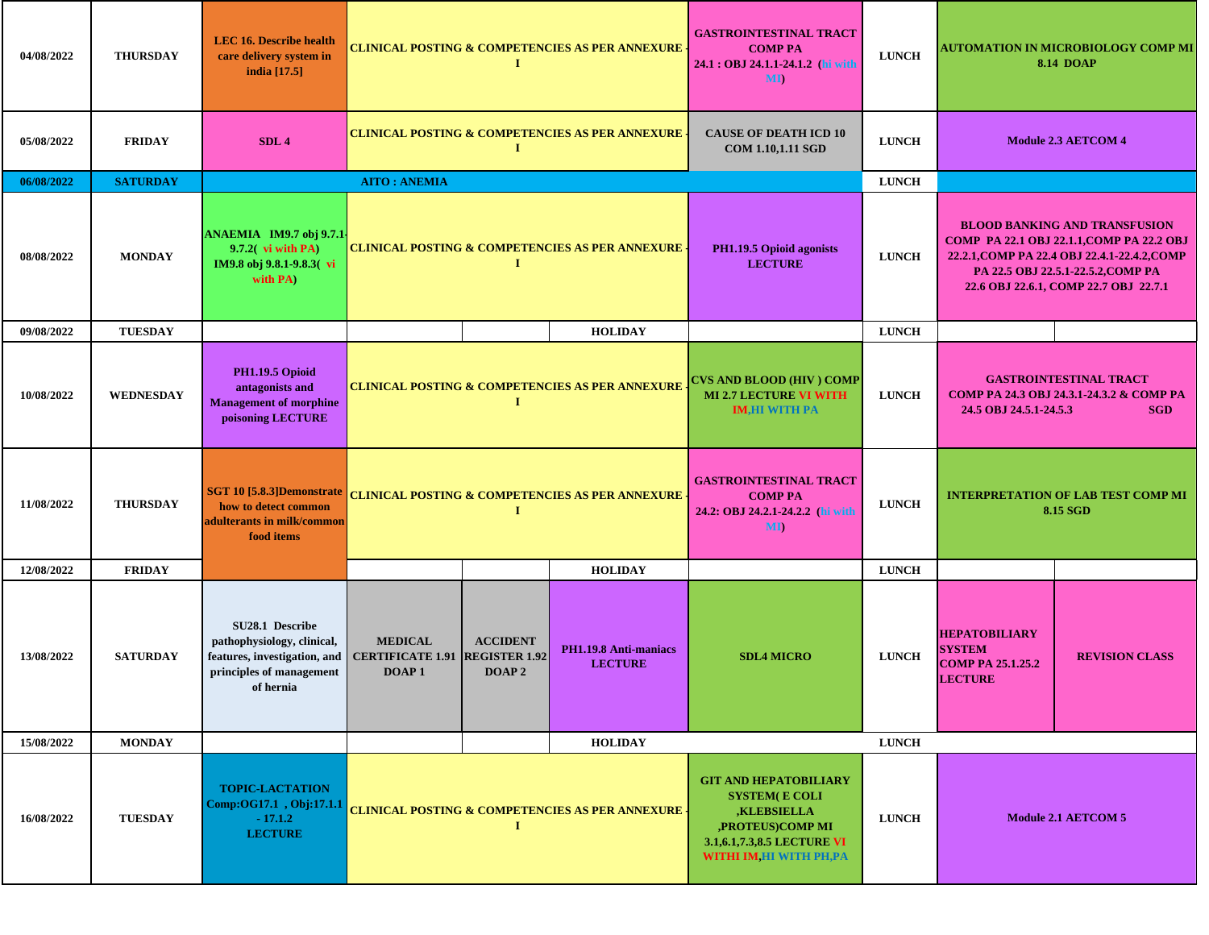| | | | | | | | | | |
|---|---|---|---|---|---|---|---|---|---|
| 04/08/2022 | THURSDAY | LEC 16. Describe health care delivery system in india [17.5] | CLINICAL POSTING & COMPETENCIES AS PER ANNEXURE - I | | | GASTROINTESTINAL TRACT COMP PA 24.1 : OBJ 24.1.1-24.1.2 (hi with MI) | LUNCH | AUTOMATION IN MICROBIOLOGY COMP MI 8.14 DOAP | |
| 05/08/2022 | FRIDAY | SDL 4 | CLINICAL POSTING & COMPETENCIES AS PER ANNEXURE - I | | | CAUSE OF DEATH ICD 10 COM 1.10,1.11 SGD | LUNCH | Module 2.3 AETCOM 4 | |
| 06/08/2022 | SATURDAY | AITO : ANEMIA | | | | | LUNCH | | |
| 08/08/2022 | MONDAY | ANAEMIA IM9.7 obj 9.7.1-9.7.2( vi with PA) IM9.8 obj 9.8.1-9.8.3( vi with PA) | CLINICAL POSTING & COMPETENCIES AS PER ANNEXURE - I | | | PH1.19.5 Opioid agonists LECTURE | LUNCH | BLOOD BANKING AND TRANSFUSION COMP PA 22.1 OBJ 22.1.1,COMP PA 22.2 OBJ 22.2.1,COMP PA 22.4 OBJ 22.4.1-22.4.2,COMP PA 22.5 OBJ 22.5.1-22.5.2,COMP PA 22.6 OBJ 22.6.1, COMP 22.7 OBJ 22.7.1 | |
| 09/08/2022 | TUESDAY | | | | HOLIDAY | | LUNCH | | |
| 10/08/2022 | WEDNESDAY | PH1.19.5 Opioid antagonists and Management of morphine poisoning LECTURE | CLINICAL POSTING & COMPETENCIES AS PER ANNEXURE - I | | | CVS AND BLOOD (HIV ) COMP MI 2.7 LECTURE VI WITH IM,HI WITH PA | LUNCH | GASTROINTESTINAL TRACT COMP PA 24.3 OBJ 24.3.1-24.3.2 & COMP PA 24.5 OBJ 24.5.1-24.5.3 SGD | |
| 11/08/2022 | THURSDAY | SGT 10 [5.8.3]Demonstrate how to detect common adulterants in milk/common food items | CLINICAL POSTING & COMPETENCIES AS PER ANNEXURE - I | | | GASTROINTESTINAL TRACT COMP PA 24.2: OBJ 24.2.1-24.2.2 (hi with MI) | LUNCH | INTERPRETATION OF LAB TEST COMP MI 8.15 SGD | |
| 12/08/2022 | FRIDAY | | | | HOLIDAY | | LUNCH | | |
| 13/08/2022 | SATURDAY | SU28.1 Describe pathophysiology, clinical, features, investigation, and principles of management of hernia | MEDICAL CERTIFICATE 1.91 DOAP 1 | ACCIDENT REGISTER 1.92 DOAP 2 | PH1.19.8 Anti-maniacs LECTURE | SDL4 MICRO | LUNCH | HEPATOBILIARY SYSTEM COMP PA 25.1.25.2 LECTURE | REVISION CLASS |
| 15/08/2022 | MONDAY | | | | HOLIDAY | | LUNCH | | |
| 16/08/2022 | TUESDAY | TOPIC-LACTATION Comp:OG17.1 , Obj:17.1.1 - 17.1.2 LECTURE | CLINICAL POSTING & COMPETENCIES AS PER ANNEXURE - I | | | GIT AND HEPATOBILIARY SYSTEM( E COLI ,KLEBSIELLA ,PROTEUS)COMP MI 3.1,6.1,7.3,8.5 LECTURE VI WITHI IM,HI WITH PH,PA | LUNCH | Module 2.1 AETCOM 5 | |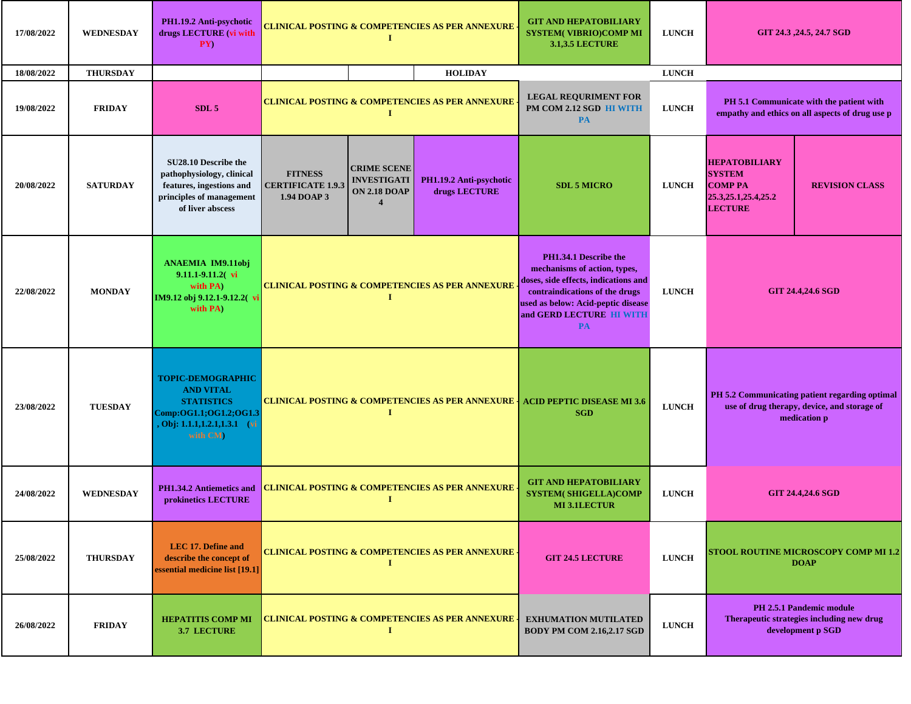| 17/08/2022 | WEDNESDAY | PH1.19.2 Anti-psychotic drugs LECTURE (vi with PY) | CLINICAL POSTING & COMPETENCIES AS PER ANNEXURE - I | | | GIT AND HEPATOBILIARY SYSTEM( VIBRIO)COMP MI 3.1,3.5 LECTURE | LUNCH | GIT 24.3 ,24.5, 24.7 SGD | |
|---|---|---|---|---|---|---|---|---|---|
| 18/08/2022 | THURSDAY | | | | HOLIDAY | | LUNCH | | |
| 19/08/2022 | FRIDAY | SDL 5 | CLINICAL POSTING & COMPETENCIES AS PER ANNEXURE - I | | | LEGAL REQURIMENT FOR PM COM 2.12 SGD HI WITH PA | LUNCH | PH 5.1 Communicate with the patient with empathy and ethics on all aspects of drug use p | |
| 20/08/2022 | SATURDAY | SU28.10 Describe the pathophysiology, clinical features, ingestions and principles of management of liver abscess | FITNESS CERTIFICATE 1.9.3 1.94 DOAP 3 | CRIME SCENE INVESTIGATI ON 2.18 DOAP 4 | PH1.19.2 Anti-psychotic drugs LECTURE | SDL 5 MICRO | LUNCH | HEPATOBILIARY SYSTEM COMP PA 25.3,25.1,25.4,25.2 LECTURE | REVISION CLASS |
| 22/08/2022 | MONDAY | ANAEMIA IM9.11obj 9.11.1-9.11.2( vi with PA) IM9.12 obj 9.12.1-9.12.2( vi with PA) | CLINICAL POSTING & COMPETENCIES AS PER ANNEXURE - I | | | PH1.34.1 Describe the mechanisms of action, types, doses, side effects, indications and contraindications of the drugs used as below: Acid-peptic disease and GERD LECTURE HI WITH PA | LUNCH | GIT 24.4,24.6 SGD | |
| 23/08/2022 | TUESDAY | TOPIC-DEMOGRAPHIC AND VITAL STATISTICS Comp:OG1.1;OG1.2;OG1.3 , Obj: 1.1.1,1.2.1,1.3.1 (vi with CM) | CLINICAL POSTING & COMPETENCIES AS PER ANNEXURE - I | | | ACID PEPTIC DISEASE MI 3.6 SGD | LUNCH | PH 5.2 Communicating patient regarding optimal use of drug therapy, device, and storage of medication p | |
| 24/08/2022 | WEDNESDAY | PH1.34.2 Antiemetics and prokinetics LECTURE | CLINICAL POSTING & COMPETENCIES AS PER ANNEXURE - I | | | GIT AND HEPATOBILIARY SYSTEM( SHIGELLA)COMP MI 3.1LECTUR | LUNCH | GIT 24.4,24.6 SGD | |
| 25/08/2022 | THURSDAY | LEC 17. Define and describe the concept of essential medicine list [19.1] | CLINICAL POSTING & COMPETENCIES AS PER ANNEXURE - I | | | GIT 24.5 LECTURE | LUNCH | STOOL ROUTINE MICROSCOPY COMP MI 1.2 DOAP | |
| 26/08/2022 | FRIDAY | HEPATITIS COMP MI 3.7 LECTURE | CLINICAL POSTING & COMPETENCIES AS PER ANNEXURE - I | | | EXHUMATION MUTILATED BODY PM COM 2.16,2.17 SGD | LUNCH | PH 2.5.1 Pandemic module Therapeutic strategies including new drug development p SGD | |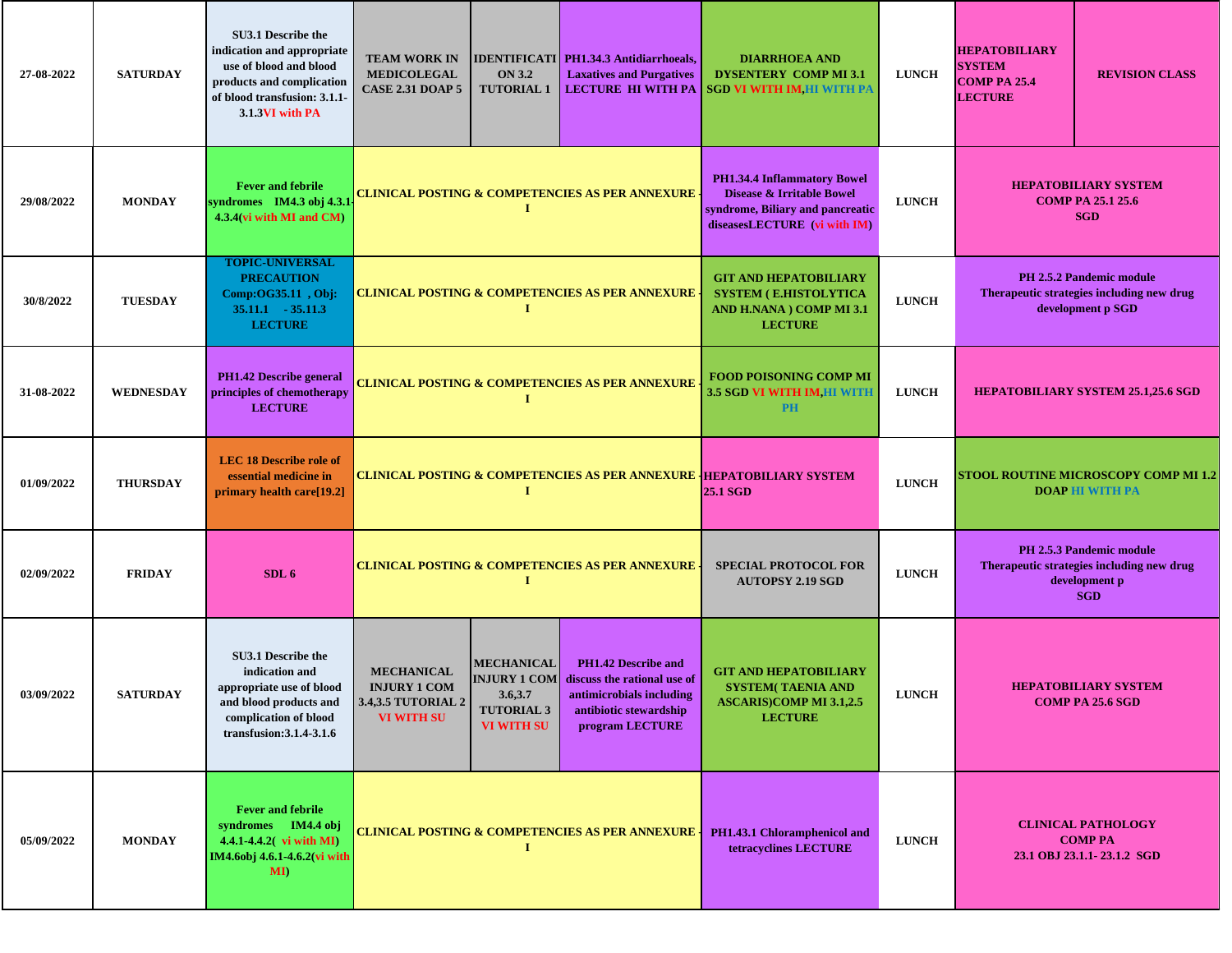| Date | Day | | | | | | | | |
|---|---|---|---|---|---|---|---|---|---|
| 27-08-2022 | SATURDAY | SU3.1 Describe the indication and appropriate use of blood and blood products and complication of blood transfusion: 3.1.1-3.1.3VI with PA | TEAM WORK IN MEDICOLEGAL CASE 2.31 DOAP 5 | IDENTIFICATION 3.2 TUTORIAL 1 | PH1.34.3 Antidiarrhoeals, Laxatives and Purgatives LECTURE HI WITH PA | DIARRHOEA AND DYSENTERY COMP MI 3.1 SGD VI WITH IM,HI WITH PA | LUNCH | HEPATOBILIARY SYSTEM COMP PA 25.4 LECTURE | REVISION CLASS |
| 29/08/2022 | MONDAY | Fever and febrile syndromes IM4.3 obj 4.3.1-4.3.4(vi with MI and CM) | CLINICAL POSTING & COMPETENCIES AS PER ANNEXURE - I | | | PH1.34.4 Inflammatory Bowel Disease & Irritable Bowel syndrome, Biliary and pancreatic diseasesLECTURE (vi with IM) | LUNCH | HEPATOBILIARY SYSTEM COMP PA 25.1 25.6 SGD | |
| 30/8/2022 | TUESDAY | TOPIC-UNIVERSAL PRECAUTION Comp:OG35.11 , Obj: 35.11.1 - 35.11.3 LECTURE | CLINICAL POSTING & COMPETENCIES AS PER ANNEXURE - I | | | GIT AND HEPATOBILIARY SYSTEM ( E.HISTOLYTICA AND H.NANA ) COMP MI 3.1 LECTURE | LUNCH | PH 2.5.2 Pandemic module Therapeutic strategies including new drug development p SGD | |
| 31-08-2022 | WEDNESDAY | PH1.42 Describe general principles of chemotherapy LECTURE | CLINICAL POSTING & COMPETENCIES AS PER ANNEXURE - I | | | FOOD POISONING COMP MI 3.5 SGD VI WITH IM,HI WITH PH | LUNCH | HEPATOBILIARY SYSTEM 25.1,25.6 SGD | |
| 01/09/2022 | THURSDAY | LEC 18 Describe role of essential medicine in primary health care[19.2] | CLINICAL POSTING & COMPETENCIES AS PER ANNEXURE - I | | | HEPATOBILIARY SYSTEM 25.1 SGD | LUNCH | STOOL ROUTINE MICROSCOPY COMP MI 1.2 DOAP HI WITH PA | |
| 02/09/2022 | FRIDAY | SDL 6 | CLINICAL POSTING & COMPETENCIES AS PER ANNEXURE - I | | | SPECIAL PROTOCOL FOR AUTOPSY 2.19 SGD | LUNCH | PH 2.5.3 Pandemic module Therapeutic strategies including new drug development p SGD | |
| 03/09/2022 | SATURDAY | SU3.1 Describe the indication and appropriate use of blood and blood products and complication of blood transfusion:3.1.4-3.1.6 | MECHANICAL INJURY 1 COM 3.4,3.5 TUTORIAL 2 VI WITH SU | MECHANICAL INJURY 1 COM 3.6,3.7 TUTORIAL 3 VI WITH SU | PH1.42 Describe and discuss the rational use of antimicrobials including antibiotic stewardship program LECTURE | GIT AND HEPATOBILIARY SYSTEM( TAENIA AND ASCARIS)COMP MI 3.1,2.5 LECTURE | LUNCH | HEPATOBILIARY SYSTEM COMP PA 25.6 SGD | |
| 05/09/2022 | MONDAY | Fever and febrile syndromes IM4.4 obj 4.4.1-4.4.2( vi with MI) IM4.6obj 4.6.1-4.6.2(vi with MI) | CLINICAL POSTING & COMPETENCIES AS PER ANNEXURE - I | | | PH1.43.1 Chloramphenicol and tetracyclines LECTURE | LUNCH | CLINICAL PATHOLOGY COMP PA 23.1 OBJ 23.1.1- 23.1.2 SGD | |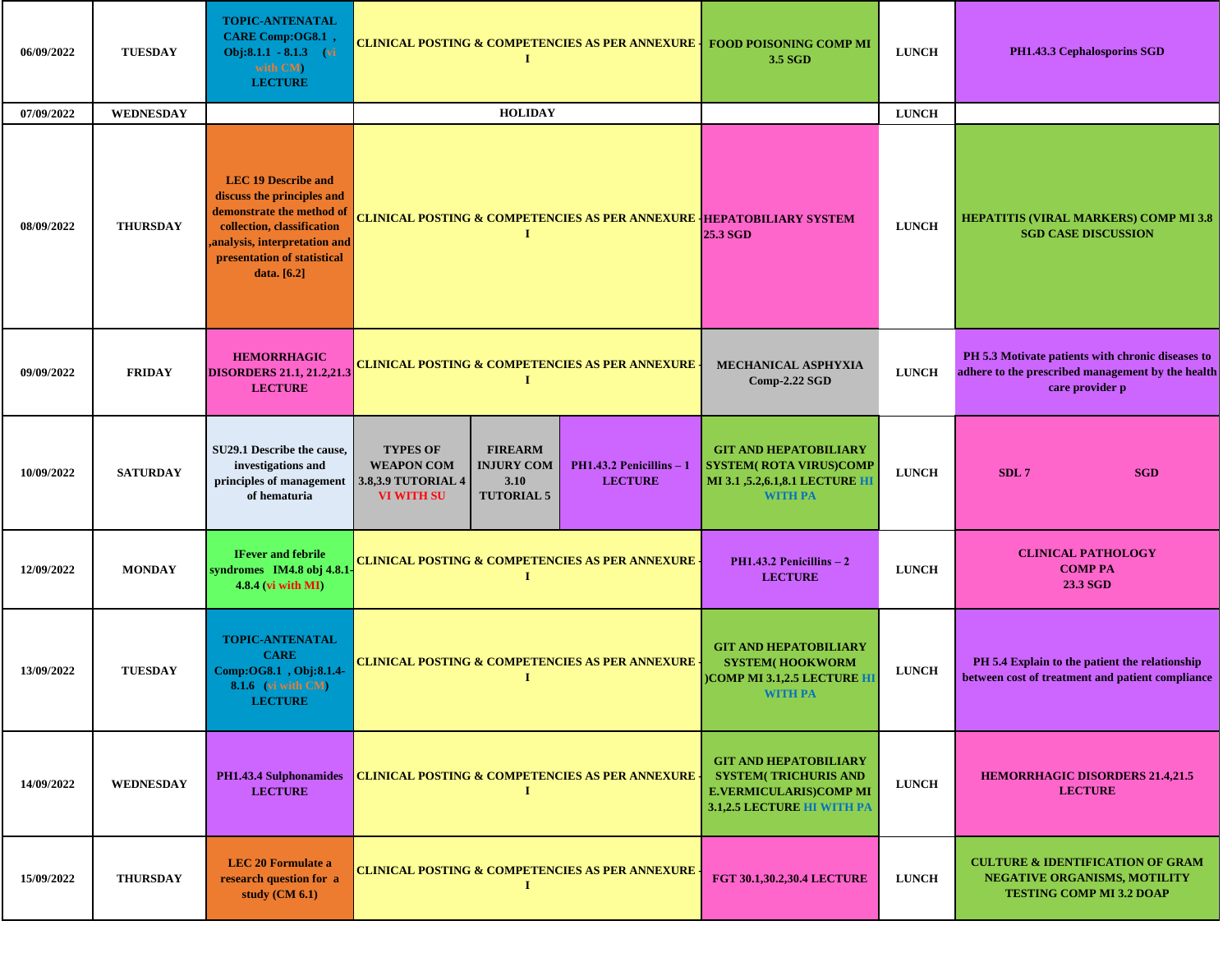| 06/09/2022 | TUESDAY | TOPIC-ANTENATAL CARE Comp:OG8.1 , Obj:8.1.1 - 8.1.3 (vi with CM) LECTURE | CLINICAL POSTING & COMPETENCIES AS PER ANNEXURE - I | | | FOOD POISONING COMP MI 3.5 SGD | LUNCH | PH1.43.3 Cephalosporins SGD |
|---|---|---|---|---|---|---|---|---|
| 07/09/2022 | WEDNESDAY | | HOLIDAY | | | | LUNCH | |
| 08/09/2022 | THURSDAY | LEC 19 Describe and discuss the principles and demonstrate the method of collection, classification ,analysis, interpretation and presentation of statistical data. [6.2] | CLINICAL POSTING & COMPETENCIES AS PER ANNEXURE - I | | | HEPATOBILIARY SYSTEM 25.3 SGD | LUNCH | HEPATITIS (VIRAL MARKERS) COMP MI 3.8 SGD CASE DISCUSSION |
| 09/09/2022 | FRIDAY | HEMORRHAGIC DISORDERS 21.1, 21.2,21.3 LECTURE | CLINICAL POSTING & COMPETENCIES AS PER ANNEXURE - I | | | MECHANICAL ASPHYXIA Comp-2.22 SGD | LUNCH | PH 5.3 Motivate patients with chronic diseases to adhere to the prescribed management by the health care provider p |
| 10/09/2022 | SATURDAY | SU29.1 Describe the cause, investigations and principles of management of hematuria | TYPES OF WEAPON COM 3.8,3.9 TUTORIAL 4 VI WITH SU | FIREARM INJURY COM 3.10 TUTORIAL 5 | PH1.43.2 Penicillins – 1 LECTURE | GIT AND HEPATOBILIARY SYSTEM( ROTA VIRUS)COMP MI 3.1 ,5.2,6.1,8.1 LECTURE HI WITH PA | LUNCH | SDL 7 SGD |
| 12/09/2022 | MONDAY | IFever and febrile syndromes IM4.8 obj 4.8.1-4.8.4 (vi with MI) | CLINICAL POSTING & COMPETENCIES AS PER ANNEXURE - I | | | PH1.43.2 Penicillins – 2 LECTURE | LUNCH | CLINICAL PATHOLOGY COMP PA 23.3 SGD |
| 13/09/2022 | TUESDAY | TOPIC-ANTENATAL CARE Comp:OG8.1 , Obj:8.1.4-8.1.6 (vi with CM) LECTURE | CLINICAL POSTING & COMPETENCIES AS PER ANNEXURE - I | | | GIT AND HEPATOBILIARY SYSTEM( HOOKWORM )COMP MI 3.1,2.5 LECTURE HI WITH PA | LUNCH | PH 5.4 Explain to the patient the relationship between cost of treatment and patient compliance |
| 14/09/2022 | WEDNESDAY | PH1.43.4 Sulphonamides LECTURE | CLINICAL POSTING & COMPETENCIES AS PER ANNEXURE - I | | | GIT AND HEPATOBILIARY SYSTEM( TRICHURIS AND E.VERMICULARIS)COMP MI 3.1,2.5 LECTURE HI WITH PA | LUNCH | HEMORRHAGIC DISORDERS 21.4,21.5 LECTURE |
| 15/09/2022 | THURSDAY | LEC 20 Formulate a research question for a study (CM 6.1) | CLINICAL POSTING & COMPETENCIES AS PER ANNEXURE - I | | | FGT 30.1,30.2,30.4 LECTURE | LUNCH | CULTURE & IDENTIFICATION OF GRAM NEGATIVE ORGANISMS, MOTILITY TESTING COMP MI 3.2 DOAP |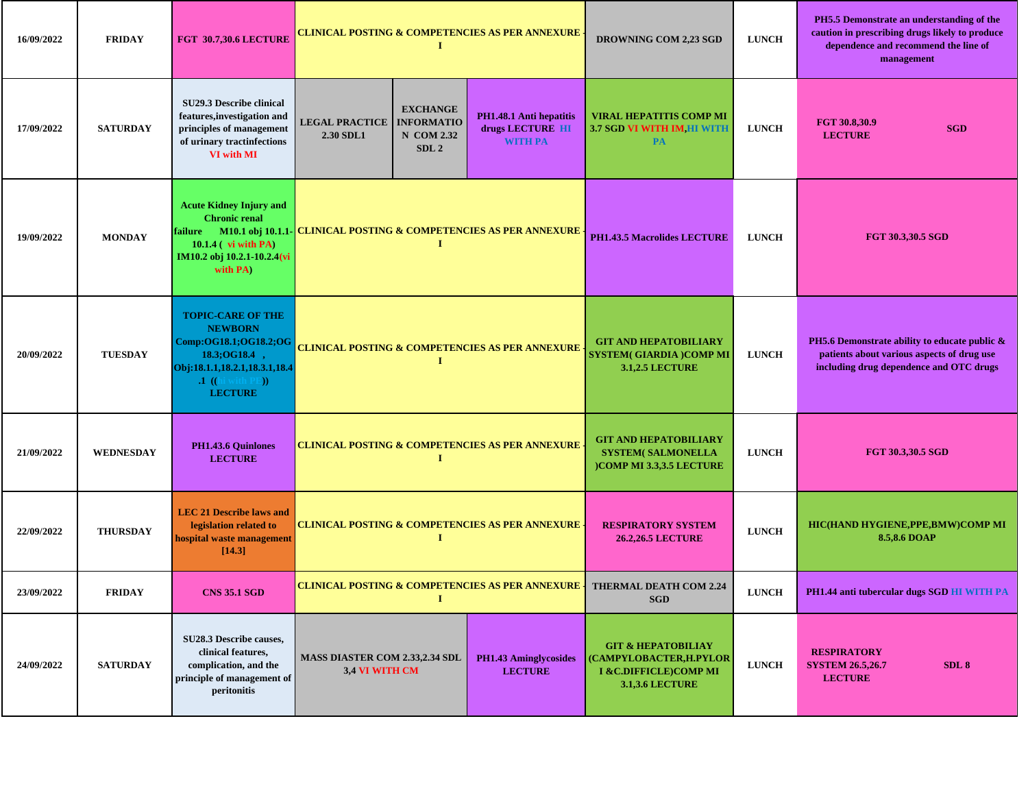| | | | | | | | | |
|---|---|---|---|---|---|---|---|---|
| 16/09/2022 | FRIDAY | FGT 30.7,30.6 LECTURE | CLINICAL POSTING & COMPETENCIES AS PER ANNEXURE - I | | | DROWNING COM 2,23 SGD | LUNCH | PH5.5 Demonstrate an understanding of the caution in prescribing drugs likely to produce dependence and recommend the line of management |
| 17/09/2022 | SATURDAY | SU29.3 Describe clinical features,investigation and principles of management of urinary tractinfections VI with MI | LEGAL PRACTICE 2.30 SDL1 | EXCHANGE INFORMATION COM 2.32 SDL 2 | PH1.48.1 Anti hepatitis drugs LECTURE HI WITH PA | VIRAL HEPATITIS COMP MI 3.7 SGD VI WITH IM,HI WITH PA | LUNCH | FGT 30.8,30.9 LECTURE SGD |
| 19/09/2022 | MONDAY | Acute Kidney Injury and Chronic renal failure M10.1 obj 10.1.1-10.1.4 ( vi with PA) IM10.2 obj 10.2.1-10.2.4(vi with PA) | CLINICAL POSTING & COMPETENCIES AS PER ANNEXURE - I | | | PH1.43.5 Macrolides LECTURE | LUNCH | FGT 30.3,30.5 SGD |
| 20/09/2022 | TUESDAY | TOPIC-CARE OF THE NEWBORN Comp:OG18.1;OG18.2;OG 18.3;OG18.4 , Obj:18.1.1,18.2.1,18.3.1,18.4.1 ((hi with PE)) LECTURE | CLINICAL POSTING & COMPETENCIES AS PER ANNEXURE - I | | | GIT AND HEPATOBILIARY SYSTEM( GIARDIA )COMP MI 3.1,2.5 LECTURE | LUNCH | PH5.6 Demonstrate ability to educate public & patients about various aspects of drug use including drug dependence and OTC drugs |
| 21/09/2022 | WEDNESDAY | PH1.43.6 Quinlones LECTURE | CLINICAL POSTING & COMPETENCIES AS PER ANNEXURE - I | | | GIT AND HEPATOBILIARY SYSTEM( SALMONELLA )COMP MI 3.3,3.5 LECTURE | LUNCH | FGT 30.3,30.5 SGD |
| 22/09/2022 | THURSDAY | LEC 21 Describe laws and legislation related to hospital waste management [14.3] | CLINICAL POSTING & COMPETENCIES AS PER ANNEXURE - I | | | RESPIRATORY SYSTEM 26.2,26.5 LECTURE | LUNCH | HIC(HAND HYGIENE,PPE,BMW)COMP MI 8.5,8.6 DOAP |
| 23/09/2022 | FRIDAY | CNS 35.1 SGD | CLINICAL POSTING & COMPETENCIES AS PER ANNEXURE - I | | | THERMAL DEATH COM 2.24 SGD | LUNCH | PH1.44 anti tubercular dugs SGD HI WITH PA |
| 24/09/2022 | SATURDAY | SU28.3 Describe causes, clinical features, complication, and the principle of management of peritonitis | MASS DIASTER COM 2.33,2.34 SDL 3,4 VI WITH CM | | PH1.43 Aminglycosides LECTURE | GIT & HEPATOBILIAY (CAMPYLOBACTER,H.PYLORI &C.DIFFICLE)COMP MI 3.1,3.6 LECTURE | LUNCH | RESPIRATORY SYSTEM 26.5,26.7 LECTURE SDL 8 |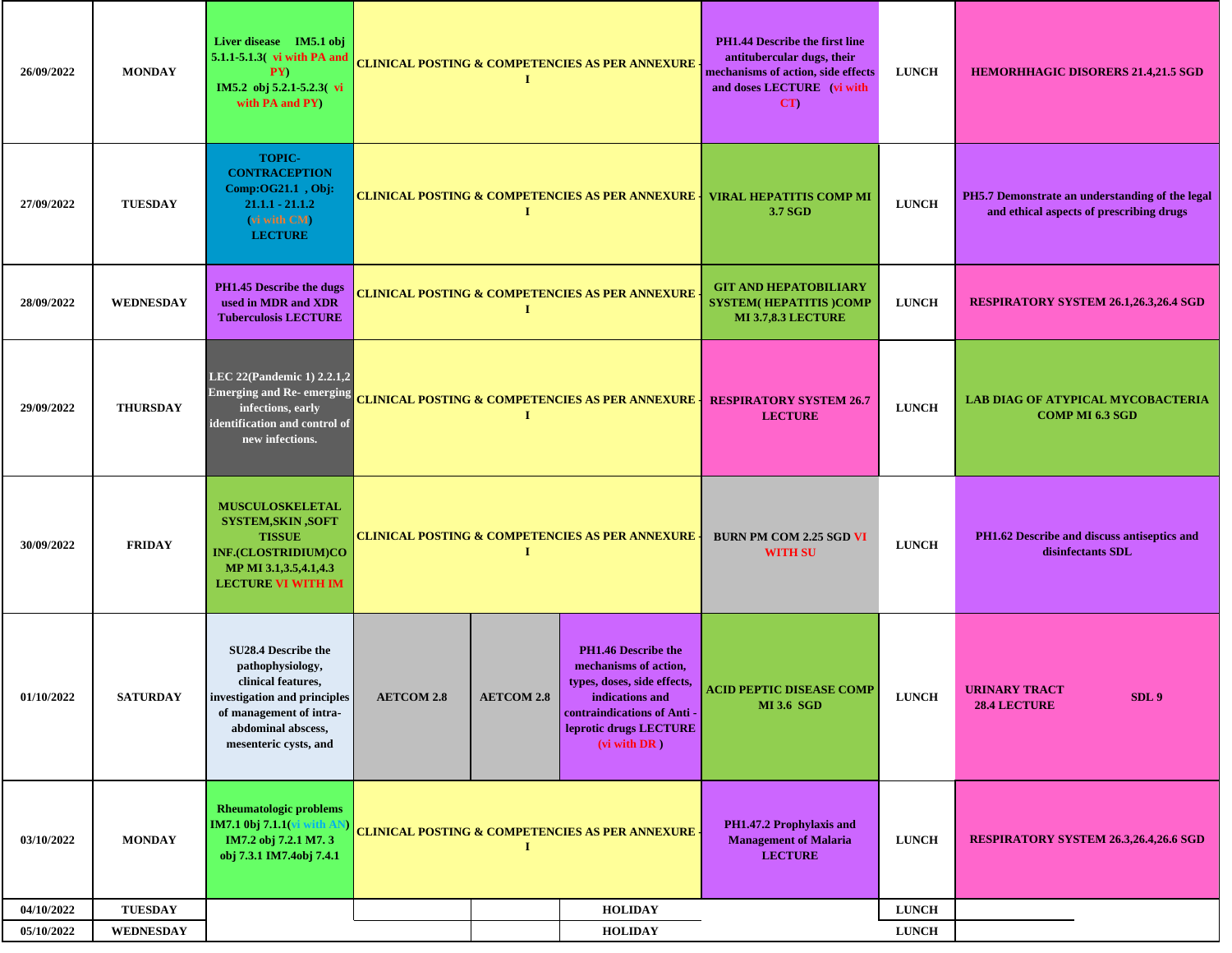| 26/09/2022 | MONDAY | Liver disease IM5.1 obj 5.1.1-5.1.3( vi with PA and PY) IM5.2 obj 5.2.1-5.2.3( vi with PA and PY) | CLINICAL POSTING & COMPETENCIES AS PER ANNEXURE - I | | | PH1.44 Describe the first line antitubercular dugs, their mechanisms of action, side effects and doses LECTURE (vi with CT) | LUNCH | HEMORHHAGIC DISORERS 21.4,21.5 SGD |
|---|---|---|---|---|---|---|---|---|
| 27/09/2022 | TUESDAY | TOPIC-CONTRACEPTION Comp:OG21.1 , Obj: 21.1.1 - 21.1.2 (vi with CM) LECTURE | CLINICAL POSTING & COMPETENCIES AS PER ANNEXURE - I | | | VIRAL HEPATITIS COMP MI 3.7 SGD | LUNCH | PH5.7 Demonstrate an understanding of the legal and ethical aspects of prescribing drugs |
| 28/09/2022 | WEDNESDAY | PH1.45 Describe the dugs used in MDR and XDR Tuberculosis LECTURE | CLINICAL POSTING & COMPETENCIES AS PER ANNEXURE - I | | | GIT AND HEPATOBILIARY SYSTEM( HEPATITIS )COMP MI 3.7,8.3 LECTURE | LUNCH | RESPIRATORY SYSTEM 26.1,26.3,26.4 SGD |
| 29/09/2022 | THURSDAY | LEC 22(Pandemic 1) 2.2.1,2 Emerging and Re- emerging infections, early identification and control of new infections. | CLINICAL POSTING & COMPETENCIES AS PER ANNEXURE - I | | | RESPIRATORY SYSTEM 26.7 LECTURE | LUNCH | LAB DIAG OF ATYPICAL MYCOBACTERIA COMP MI 6.3 SGD |
| 30/09/2022 | FRIDAY | MUSCULOSKELETAL SYSTEM,SKIN ,SOFT TISSUE INF.(CLOSTRIDIUM)COMP MI 3.1,3.5,4.1,4.3 LECTURE VI WITH IM | CLINICAL POSTING & COMPETENCIES AS PER ANNEXURE - I | | | BURN PM COM 2.25 SGD VI WITH SU | LUNCH | PH1.62 Describe and discuss antiseptics and disinfectants SDL |
| 01/10/2022 | SATURDAY | SU28.4 Describe the pathophysiology, clinical features, investigation and principles of management of intra-abdominal abscess, mesenteric cysts, and | AETCOM 2.8 | AETCOM 2.8 | PH1.46 Describe the mechanisms of action, types, doses, side effects, indications and contraindications of Anti -leprotic drugs LECTURE (vi with DR ) | ACID PEPTIC DISEASE COMP MI 3.6 SGD | LUNCH | URINARY TRACT 28.4 LECTURE SDL 9 |
| 03/10/2022 | MONDAY | Rheumatologic problems IM7.1 0bj 7.1.1(vi with AN) IM7.2 obj 7.2.1 M7. 3 obj 7.3.1 IM7.4obj 7.4.1 | CLINICAL POSTING & COMPETENCIES AS PER ANNEXURE - I | | | PH1.47.2 Prophylaxis and Management of Malaria LECTURE | LUNCH | RESPIRATORY SYSTEM 26.3,26.4,26.6 SGD |
| 04/10/2022 | TUESDAY | | | | HOLIDAY | | LUNCH | |
| 05/10/2022 | WEDNESDAY | | | | HOLIDAY | | LUNCH | |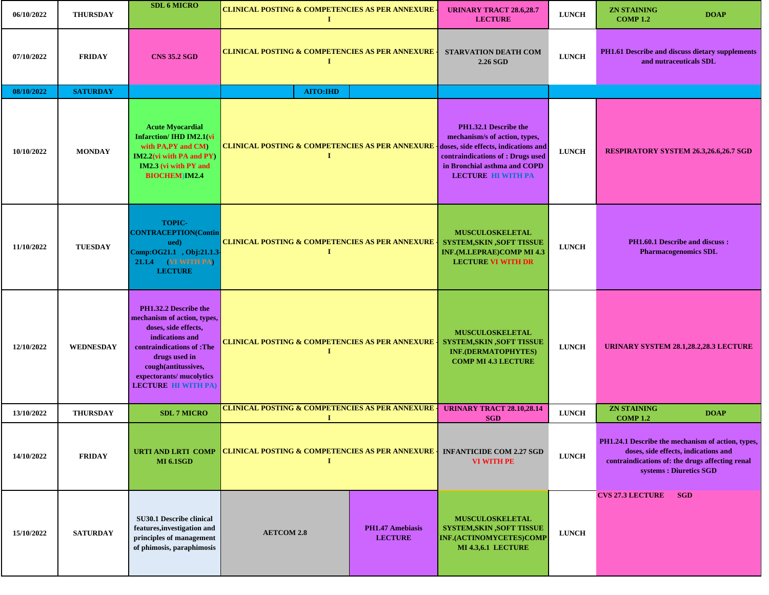| 06/10/2022 | THURSDAY | SDL 6 MICRO | CLINICAL POSTING & COMPETENCIES AS PER ANNEXURE - I | | URINARY TRACT 28.6,28.7 LECTURE | LUNCH | ZN STAINING COMP 1.2 DOAP |
|---|---|---|---|---|---|---|---|
| 07/10/2022 | FRIDAY | CNS 35.2 SGD | CLINICAL POSTING & COMPETENCIES AS PER ANNEXURE - I | | STARVATION DEATH COM 2.26 SGD | LUNCH | PH1.61 Describe and discuss dietary supplements and nutraceuticals SDL |
| 08/10/2022 | SATURDAY | | AITO:IHD | | | | |
| 10/10/2022 | MONDAY | Acute Myocardial Infarction/ IHD IM2.1(vi with PA,PY and CM) IM2.2(vi with PA and PY) IM2.3 (vi with PY and BIOCHEM)IM2.4 | CLINICAL POSTING & COMPETENCIES AS PER ANNEXURE - I | | PH1.32.1 Describe the mechanism/s of action, types, doses, side effects, indications and contraindications of : Drugs used in Bronchial asthma and COPD LECTURE HI WITH PA | LUNCH | RESPIRATORY SYSTEM 26.3,26.6,26.7 SGD |
| 11/10/2022 | TUESDAY | TOPIC- CONTRACEPTION(Continued) Comp:OG21.1 , Obj:21.1.3-21.1.4 (VI WITH PA) LECTURE | CLINICAL POSTING & COMPETENCIES AS PER ANNEXURE - I | | MUSCULOSKELETAL SYSTEM,SKIN ,SOFT TISSUE INF.(M.LEPRAE)COMP MI 4.3 LECTURE VI WITH DR | LUNCH | PH1.60.1 Describe and discuss : Pharmacogenomics SDL |
| 12/10/2022 | WEDNESDAY | PH1.32.2 Describe the mechanism of action, types, doses, side effects, indications and contraindications of :The drugs used in cough(antitussives, expectorants/ mucolytics LECTURE HI WITH PA) | CLINICAL POSTING & COMPETENCIES AS PER ANNEXURE - I | | MUSCULOSKELETAL SYSTEM,SKIN ,SOFT TISSUE INF.(DERMATOPHYTES) COMP MI 4.3 LECTURE | LUNCH | URINARY SYSTEM 28.1,28.2,28.3 LECTURE |
| 13/10/2022 | THURSDAY | SDL 7 MICRO | CLINICAL POSTING & COMPETENCIES AS PER ANNEXURE - I | | URINARY TRACT 28.10,28.14 SGD | LUNCH | ZN STAINING COMP 1.2 DOAP |
| 14/10/2022 | FRIDAY | URTI AND LRTI COMP MI 6.1SGD | CLINICAL POSTING & COMPETENCIES AS PER ANNEXURE - I | | INFANTICIDE COM 2.27 SGD VI WITH PE | LUNCH | PH1.24.1 Describe the mechanism of action, types, doses, side effects, indications and contraindications of: the drugs affecting renal systems : Diuretics SGD |
| 15/10/2022 | SATURDAY | SU30.1 Describe clinical features,investigation and principles of management of phimosis, paraphimosis | AETCOM 2.8 | PH1.47 Amebiasis LECTURE | MUSCULOSKELETAL SYSTEM,SKIN ,SOFT TISSUE INF.(ACTINOMYCETES)COMP MI 4.3,6.1 LECTURE | LUNCH | CVS 27.3 LECTURE SGD |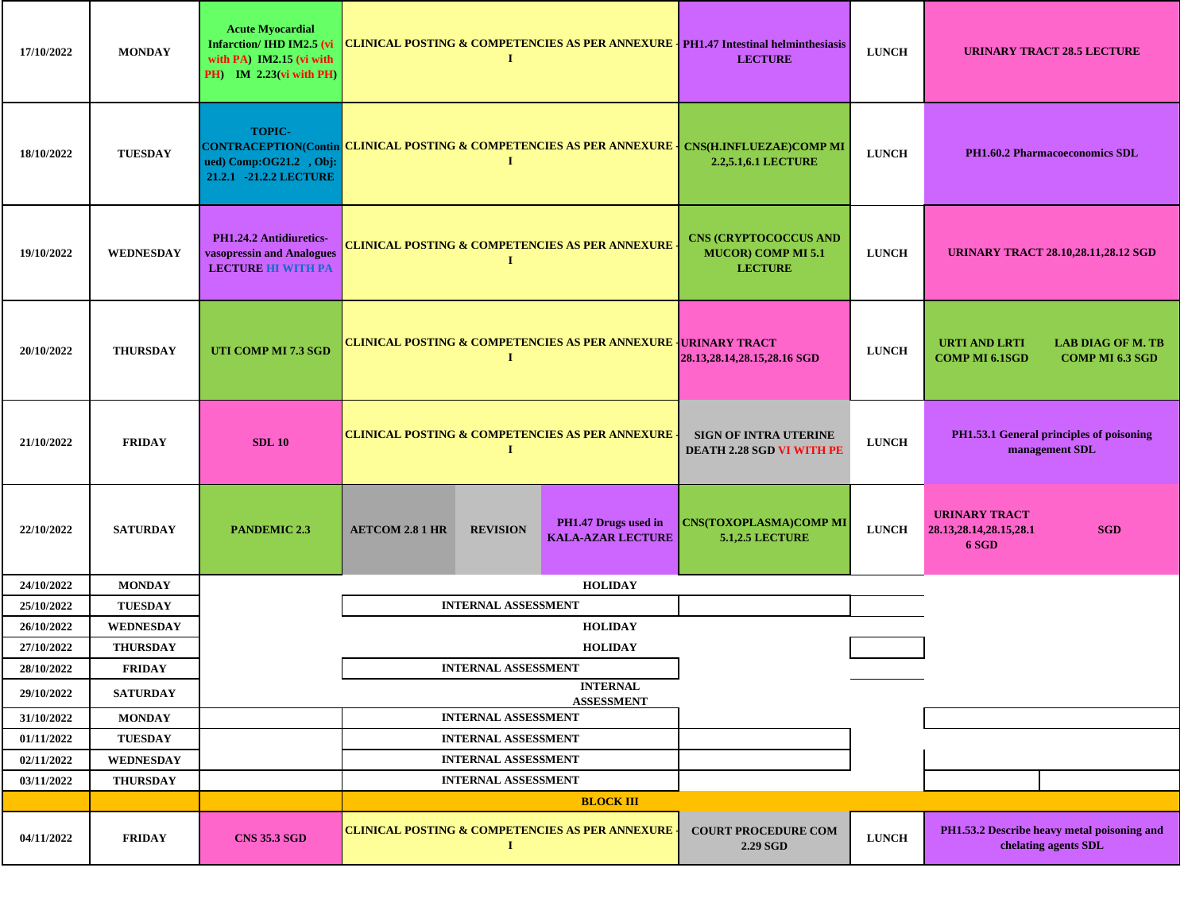| | | | | | | | | |
|---|---|---|---|---|---|---|---|---|
| 17/10/2022 | MONDAY | Acute Myocardial Infarction/ IHD IM2.5 (vi with PA) IM2.15 (vi with PH) IM 2.23(vi with PH) | CLINICAL POSTING & COMPETENCIES AS PER ANNEXURE - I | | | PH1.47 Intestinal helminthesiasis LECTURE | LUNCH | URINARY TRACT 28.5 LECTURE |
| 18/10/2022 | TUESDAY | TOPIC- CONTRACEPTION(Continued) Comp:OG21.2 , Obj: 21.2.1 -21.2.2 LECTURE | CLINICAL POSTING & COMPETENCIES AS PER ANNEXURE - I | | | CNS(H.INFLUEZAE)COMP MI 2.2,5.1,6.1 LECTURE | LUNCH | PH1.60.2 Pharmacoeconomics SDL |
| 19/10/2022 | WEDNESDAY | PH1.24.2 Antidiuretics-vasopressin and Analogues LECTURE HI WITH PA | CLINICAL POSTING & COMPETENCIES AS PER ANNEXURE - I | | | CNS (CRYPTOCOCCUS AND MUCOR) COMP MI 5.1 LECTURE | LUNCH | URINARY TRACT 28.10,28.11,28.12 SGD |
| 20/10/2022 | THURSDAY | UTI COMP MI 7.3 SGD | CLINICAL POSTING & COMPETENCIES AS PER ANNEXURE - I | | | URINARY TRACT 28.13,28.14,28.15,28.16 SGD | LUNCH | URTI AND LRTI COMP MI 6.1SGD / LAB DIAG OF M. TB COMP MI 6.3 SGD |
| 21/10/2022 | FRIDAY | SDL 10 | CLINICAL POSTING & COMPETENCIES AS PER ANNEXURE - I | | | SIGN OF INTRA UTERINE DEATH 2.28 SGD VI WITH PE | LUNCH | PH1.53.1 General principles of poisoning management SDL |
| 22/10/2022 | SATURDAY | PANDEMIC 2.3 | AETCOM 2.8 1 HR | REVISION | PH1.47 Drugs used in KALA-AZAR LECTURE | CNS(TOXOPLASMA)COMP MI 5.1,2.5 LECTURE | LUNCH | URINARY TRACT 28.13,28.14,28.15,28.16 SGD SGD |
| 24/10/2022 | MONDAY | | HOLIDAY | | | | | |
| 25/10/2022 | TUESDAY | | INTERNAL ASSESSMENT | | | | | |
| 26/10/2022 | WEDNESDAY | | HOLIDAY | | | | | |
| 27/10/2022 | THURSDAY | | HOLIDAY | | | | | |
| 28/10/2022 | FRIDAY | | INTERNAL ASSESSMENT | | | | | |
| 29/10/2022 | SATURDAY | | INTERNAL ASSESSMENT | | | | | |
| 31/10/2022 | MONDAY | | INTERNAL ASSESSMENT | | | | | |
| 01/11/2022 | TUESDAY | | INTERNAL ASSESSMENT | | | | | |
| 02/11/2022 | WEDNESDAY | | INTERNAL ASSESSMENT | | | | | |
| 03/11/2022 | THURSDAY | | INTERNAL ASSESSMENT | | | | | |
| | | | BLOCK III | | | | | |
| 04/11/2022 | FRIDAY | CNS 35.3 SGD | CLINICAL POSTING & COMPETENCIES AS PER ANNEXURE - I | | | COURT PROCEDURE COM 2.29 SGD | LUNCH | PH1.53.2 Describe heavy metal poisoning and chelating agents SDL |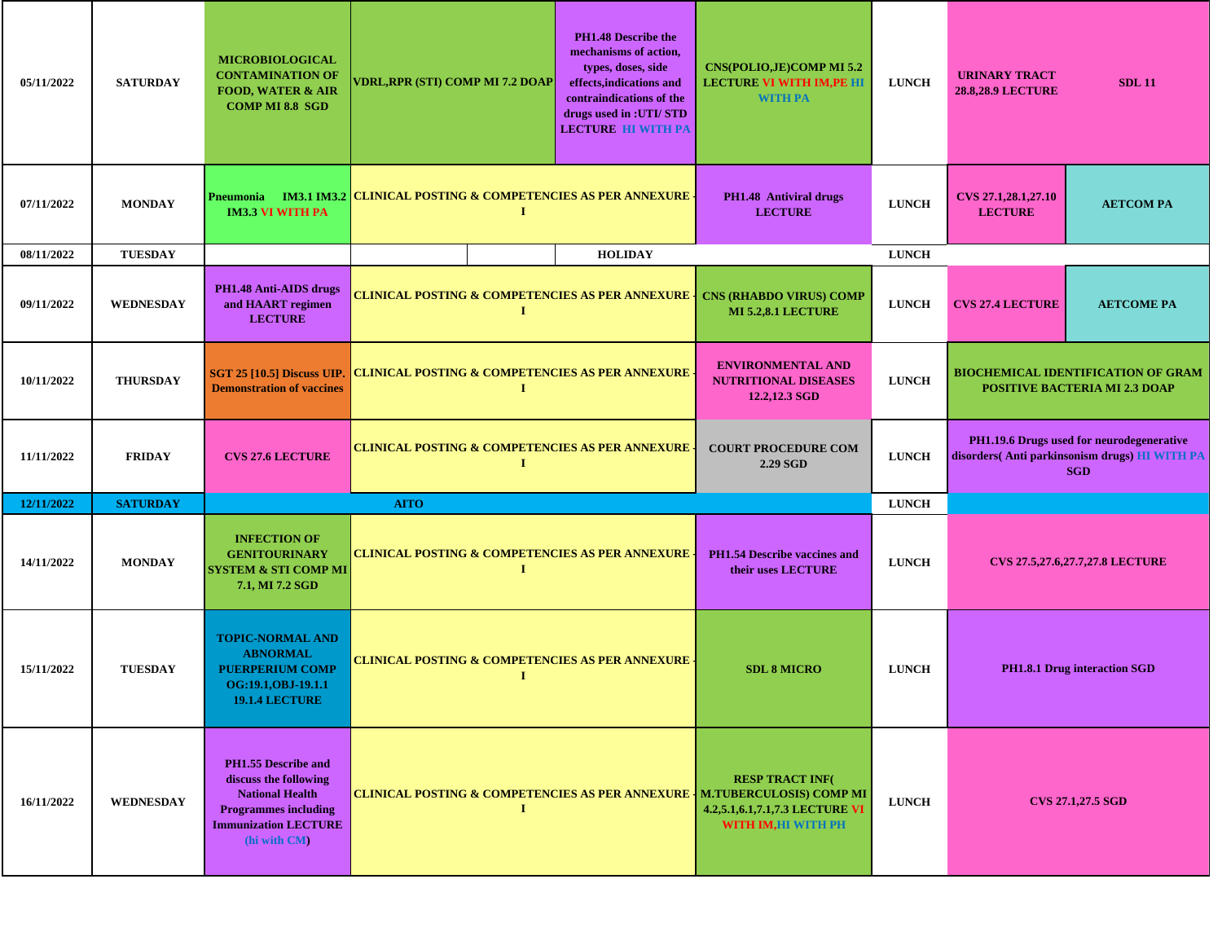| | | | | | | | | |
|---|---|---|---|---|---|---|---|---|
| 05/11/2022 | SATURDAY | MICROBIOLOGICAL CONTAMINATION OF FOOD, WATER & AIR COMP MI 8.8 SGD | VDRL,RPR (STI) COMP MI 7.2 DOAP | PH1.48 Describe the mechanisms of action, types, doses, side effects,indications and contraindications of the drugs used in :UTI/ STD LECTURE HI WITH PA | CNS(POLIO,JE)COMP MI 5.2 LECTURE VI WITH IM,PE HI WITH PA | LUNCH | URINARY TRACT 28.8,28.9 LECTURE | SDL 11 |
| 07/11/2022 | MONDAY | Pneumonia IM3.1 IM3.2 IM3.3 VI WITH PA | CLINICAL POSTING & COMPETENCIES AS PER ANNEXURE - I | | PH1.48 Antiviral drugs LECTURE | LUNCH | CVS 27.1,28.1,27.10 LECTURE | AETCOM PA |
| 08/11/2022 | TUESDAY | | | HOLIDAY | | LUNCH | | |
| 09/11/2022 | WEDNESDAY | PH1.48 Anti-AIDS drugs and HAART regimen LECTURE | CLINICAL POSTING & COMPETENCIES AS PER ANNEXURE - I | | CNS (RHABDO VIRUS) COMP MI 5.2,8.1 LECTURE | LUNCH | CVS 27.4 LECTURE | AETCOME PA |
| 10/11/2022 | THURSDAY | SGT 25 [10.5] Discuss UIP. Demonstration of vaccines | CLINICAL POSTING & COMPETENCIES AS PER ANNEXURE - I | | ENVIRONMENTAL AND NUTRITIONAL DISEASES 12.2,12.3 SGD | LUNCH | BIOCHEMICAL IDENTIFICATION OF GRAM POSITIVE BACTERIA MI 2.3 DOAP | |
| 11/11/2022 | FRIDAY | CVS 27.6 LECTURE | CLINICAL POSTING & COMPETENCIES AS PER ANNEXURE - I | | COURT PROCEDURE COM 2.29 SGD | LUNCH | PH1.19.6 Drugs used for neurodegenerative disorders( Anti parkinsonism drugs) HI WITH PA SGD | |
| 12/11/2022 | SATURDAY | AITO | | | | LUNCH | | |
| 14/11/2022 | MONDAY | INFECTION OF GENITOURINARY SYSTEM & STI COMP MI 7.1, MI 7.2 SGD | CLINICAL POSTING & COMPETENCIES AS PER ANNEXURE - I | | PH1.54 Describe vaccines and their uses LECTURE | LUNCH | CVS 27.5,27.6,27.7,27.8 LECTURE | |
| 15/11/2022 | TUESDAY | TOPIC-NORMAL AND ABNORMAL PUERPERIUM COMP OG:19.1,OBJ-19.1.1 19.1.4 LECTURE | CLINICAL POSTING & COMPETENCIES AS PER ANNEXURE - I | | SDL 8 MICRO | LUNCH | PH1.8.1 Drug interaction SGD | |
| 16/11/2022 | WEDNESDAY | PH1.55 Describe and discuss the following National Health Programmes including Immunization LECTURE (hi with CM) | CLINICAL POSTING & COMPETENCIES AS PER ANNEXURE - I | | RESP TRACT INF( M.TUBERCULOSIS) COMP MI 4.2,5.1,6.1,7.1,7.3 LECTURE VI WITH IM,HI WITH PH | LUNCH | CVS 27.1,27.5 SGD | |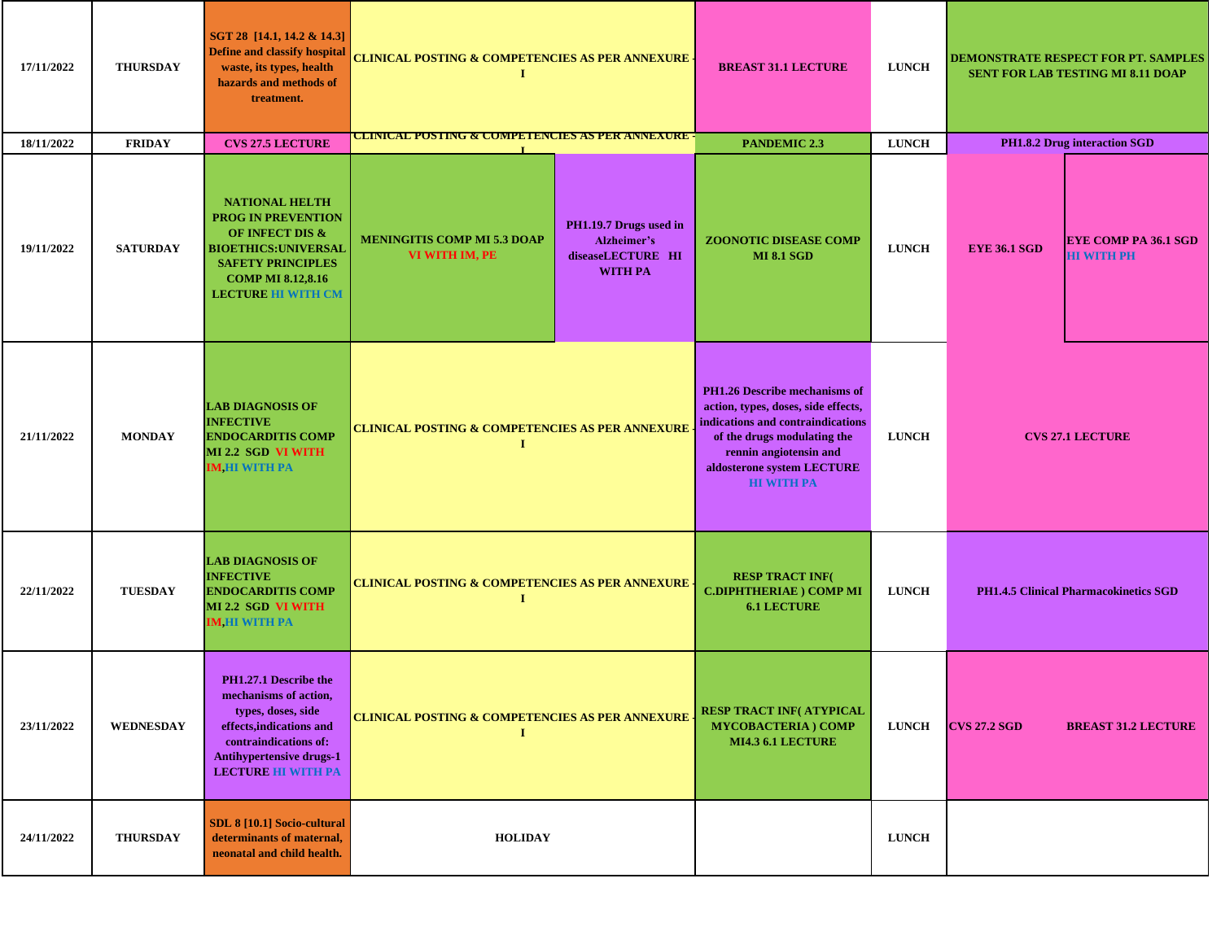| | | | | | | | | |
|---|---|---|---|---|---|---|---|---|
| 17/11/2022 | THURSDAY | SGT 28 [14.1, 14.2 & 14.3] Define and classify hospital waste, its types, health hazards and methods of treatment. | CLINICAL POSTING & COMPETENCIES AS PER ANNEXURE - I | | BREAST 31.1 LECTURE | LUNCH | DEMONSTRATE RESPECT FOR PT. SAMPLES SENT FOR LAB TESTING MI 8.11 DOAP | |
| 18/11/2022 | FRIDAY | CVS 27.5 LECTURE | CLINICAL POSTING & COMPETENCIES AS PER ANNEXURE - I | | PANDEMIC 2.3 | LUNCH | PH1.8.2 Drug interaction SGD | |
| 19/11/2022 | SATURDAY | NATIONAL HELTH PROG IN PREVENTION OF INFECT DIS & BIOETHICS:UNIVERSAL SAFETY PRINCIPLES COMP MI 8.12,8.16 LECTURE HI WITH CM | MENINGITIS COMP MI 5.3 DOAP VI WITH IM, PE | PH1.19.7 Drugs used in Alzheimer's diseaseLECTURE HI WITH PA | ZOONOTIC DISEASE COMP MI 8.1 SGD | LUNCH | EYE 36.1 SGD | EYE COMP PA 36.1 SGD HI WITH PH |
| 21/11/2022 | MONDAY | LAB DIAGNOSIS OF INFECTIVE ENDOCARDITIS COMP MI 2.2 SGD VI WITH IM,HI WITH PA | CLINICAL POSTING & COMPETENCIES AS PER ANNEXURE - I | | PH1.26 Describe mechanisms of action, types, doses, side effects, indications and contraindications of the drugs modulating the rennin angiotensin and aldosterone system LECTURE HI WITH PA | LUNCH | CVS 27.1 LECTURE | |
| 22/11/2022 | TUESDAY | LAB DIAGNOSIS OF INFECTIVE ENDOCARDITIS COMP MI 2.2 SGD VI WITH IM,HI WITH PA | CLINICAL POSTING & COMPETENCIES AS PER ANNEXURE - I | | RESP TRACT INF( C.DIPHTHERIAE ) COMP MI 6.1 LECTURE | LUNCH | PH1.4.5 Clinical Pharmacokinetics SGD | |
| 23/11/2022 | WEDNESDAY | PH1.27.1 Describe the mechanisms of action, types, doses, side effects,indications and contraindications of: Antihypertensive drugs-1 LECTURE HI WITH PA | CLINICAL POSTING & COMPETENCIES AS PER ANNEXURE - I | | RESP TRACT INF( ATYPICAL MYCOBACTERIA ) COMP MI4.3 6.1 LECTURE | LUNCH | CVS 27.2 SGD | BREAST 31.2 LECTURE |
| 24/11/2022 | THURSDAY | SDL 8 [10.1] Socio-cultural determinants of maternal, neonatal and child health. | HOLIDAY | | | LUNCH | | |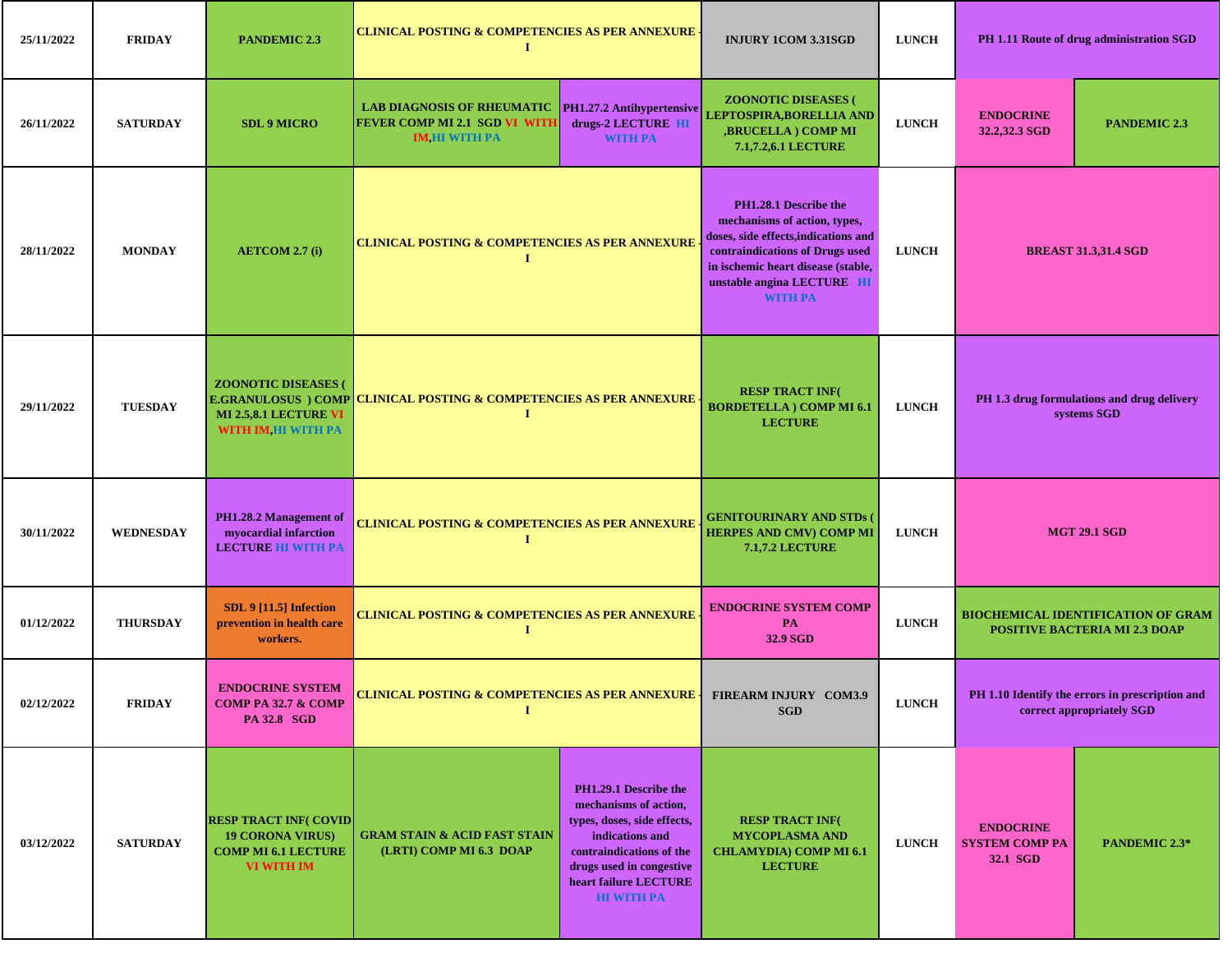| 25/11/2022 | FRIDAY | PANDEMIC 2.3 | CLINICAL POSTING & COMPETENCIES AS PER ANNEXURE - I | | INJURY 1COM 3.31SGD | LUNCH | PH 1.11 Route of drug administration SGD | |
|---|---|---|---|---|---|---|---|---|
| 26/11/2022 | SATURDAY | SDL 9 MICRO | LAB DIAGNOSIS OF RHEUMATIC FEVER COMP MI 2.1 SGD VI WITH IM,HI WITH PA | PH1.27.2 Antihypertensive drugs-2 LECTURE HI WITH PA | ZOONOTIC DISEASES ( LEPTOSPIRA,BORELLIA AND ,BRUCELLA ) COMP MI 7.1,7.2,6.1 LECTURE | LUNCH | ENDOCRINE 32.2,32.3 SGD | PANDEMIC 2.3 |
| 28/11/2022 | MONDAY | AETCOM 2.7 (i) | CLINICAL POSTING & COMPETENCIES AS PER ANNEXURE - I | | PH1.28.1 Describe the mechanisms of action, types, doses, side effects,indications and contraindications of Drugs used in ischemic heart disease (stable, unstable angina LECTURE HI WITH PA | LUNCH | BREAST 31.3,31.4 SGD | |
| 29/11/2022 | TUESDAY | ZOONOTIC DISEASES ( E.GRANULOSUS ) COMP MI 2.5,8.1 LECTURE VI WITH IM,HI WITH PA | CLINICAL POSTING & COMPETENCIES AS PER ANNEXURE - I | | RESP TRACT INF( BORDETELLA ) COMP MI 6.1 LECTURE | LUNCH | PH 1.3 drug formulations and drug delivery systems SGD | |
| 30/11/2022 | WEDNESDAY | PH1.28.2 Management of myocardial infarction LECTURE HI WITH PA | CLINICAL POSTING & COMPETENCIES AS PER ANNEXURE - I | | GENITOURINARY AND STDs ( HERPES AND CMV) COMP MI 7.1,7.2 LECTURE | LUNCH | MGT 29.1 SGD | |
| 01/12/2022 | THURSDAY | SDL 9 [11.5] Infection prevention in health care workers. | CLINICAL POSTING & COMPETENCIES AS PER ANNEXURE - I | | ENDOCRINE SYSTEM COMP PA 32.9 SGD | LUNCH | BIOCHEMICAL IDENTIFICATION OF GRAM POSITIVE BACTERIA MI 2.3 DOAP | |
| 02/12/2022 | FRIDAY | ENDOCRINE SYSTEM COMP PA 32.7 & COMP PA 32.8 SGD | CLINICAL POSTING & COMPETENCIES AS PER ANNEXURE - I | | FIREARM INJURY COM3.9 SGD | LUNCH | PH 1.10 Identify the errors in prescription and correct appropriately SGD | |
| 03/12/2022 | SATURDAY | RESP TRACT INF( COVID 19 CORONA VIRUS) COMP MI 6.1 LECTURE VI WITH IM | GRAM STAIN & ACID FAST STAIN (LRTI) COMP MI 6.3 DOAP | PH1.29.1 Describe the mechanisms of action, types, doses, side effects, indications and contraindications of the drugs used in congestive heart failure LECTURE HI WITH PA | RESP TRACT INF( MYCOPLASMA AND CHLAMYDIA) COMP MI 6.1 LECTURE | LUNCH | ENDOCRINE SYSTEM COMP PA 32.1 SGD | PANDEMIC 2.3* |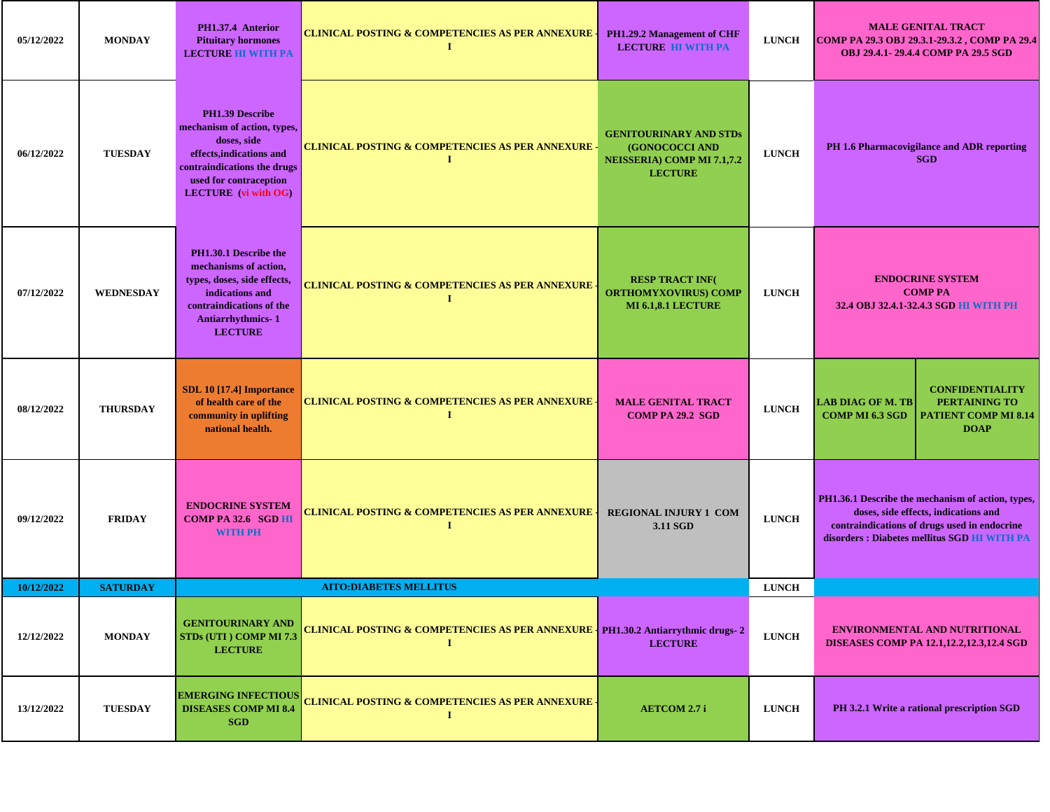| 05/12/2022 | MONDAY | PH1.37.4 Anterior Pituitary hormones LECTURE HI WITH PA | CLINICAL POSTING & COMPETENCIES AS PER ANNEXURE - I | PH1.29.2 Management of CHF LECTURE HI WITH PA | LUNCH | MALE GENITAL TRACT COMP PA 29.3 OBJ 29.3.1-29.3.2 , COMP PA 29.4 OBJ 29.4.1- 29.4.4 COMP PA 29.5 SGD | |
|---|---|---|---|---|---|---|---|
| 06/12/2022 | TUESDAY | PH1.39 Describe mechanism of action, types, doses, side effects,indications and contraindications the drugs used for contraception LECTURE (vi with OG) | CLINICAL POSTING & COMPETENCIES AS PER ANNEXURE - I | GENITOURINARY AND STDs (GONOCOCCI AND NEISSERIA) COMP MI 7.1,7.2 LECTURE | LUNCH | PH 1.6 Pharmacovigilance and ADR reporting SGD | |
| 07/12/2022 | WEDNESDAY | PH1.30.1 Describe the mechanisms of action, types, doses, side effects, indications and contraindications of the Antiarrhythmics- 1 LECTURE | CLINICAL POSTING & COMPETENCIES AS PER ANNEXURE - I | RESP TRACT INF( ORTHOMYXOVIRUS) COMP MI 6.1,8.1 LECTURE | LUNCH | ENDOCRINE SYSTEM COMP PA 32.4 OBJ 32.4.1-32.4.3 SGD HI WITH PH | |
| 08/12/2022 | THURSDAY | SDL 10 [17.4] Importance of health care of the community in uplifting national health. | CLINICAL POSTING & COMPETENCIES AS PER ANNEXURE - I | MALE GENITAL TRACT COMP PA 29.2 SGD | LUNCH | LAB DIAG OF M. TB COMP MI 6.3 SGD | CONFIDENTIALITY PERTAINING TO PATIENT COMP MI 8.14 DOAP |
| 09/12/2022 | FRIDAY | ENDOCRINE SYSTEM COMP PA 32.6 SGD HI WITH PH | CLINICAL POSTING & COMPETENCIES AS PER ANNEXURE - I | REGIONAL INJURY 1 COM 3.11 SGD | LUNCH | PH1.36.1 Describe the mechanism of action, types, doses, side effects, indications and contraindications of drugs used in endocrine disorders : Diabetes mellitus SGD HI WITH PA | |
| 10/12/2022 | SATURDAY | AITO:DIABETES MELLITUS | | | LUNCH | | |
| 12/12/2022 | MONDAY | GENITOURINARY AND STDs (UTI ) COMP MI 7.3 LECTURE | CLINICAL POSTING & COMPETENCIES AS PER ANNEXURE - I | PH1.30.2 Antiarrythmic drugs- 2 LECTURE | LUNCH | ENVIRONMENTAL AND NUTRITIONAL DISEASES COMP PA 12.1,12.2,12.3,12.4 SGD | |
| 13/12/2022 | TUESDAY | EMERGING INFECTIOUS DISEASES COMP MI 8.4 SGD | CLINICAL POSTING & COMPETENCIES AS PER ANNEXURE - I | AETCOM 2.7 i | LUNCH | PH 3.2.1 Write a rational prescription SGD | |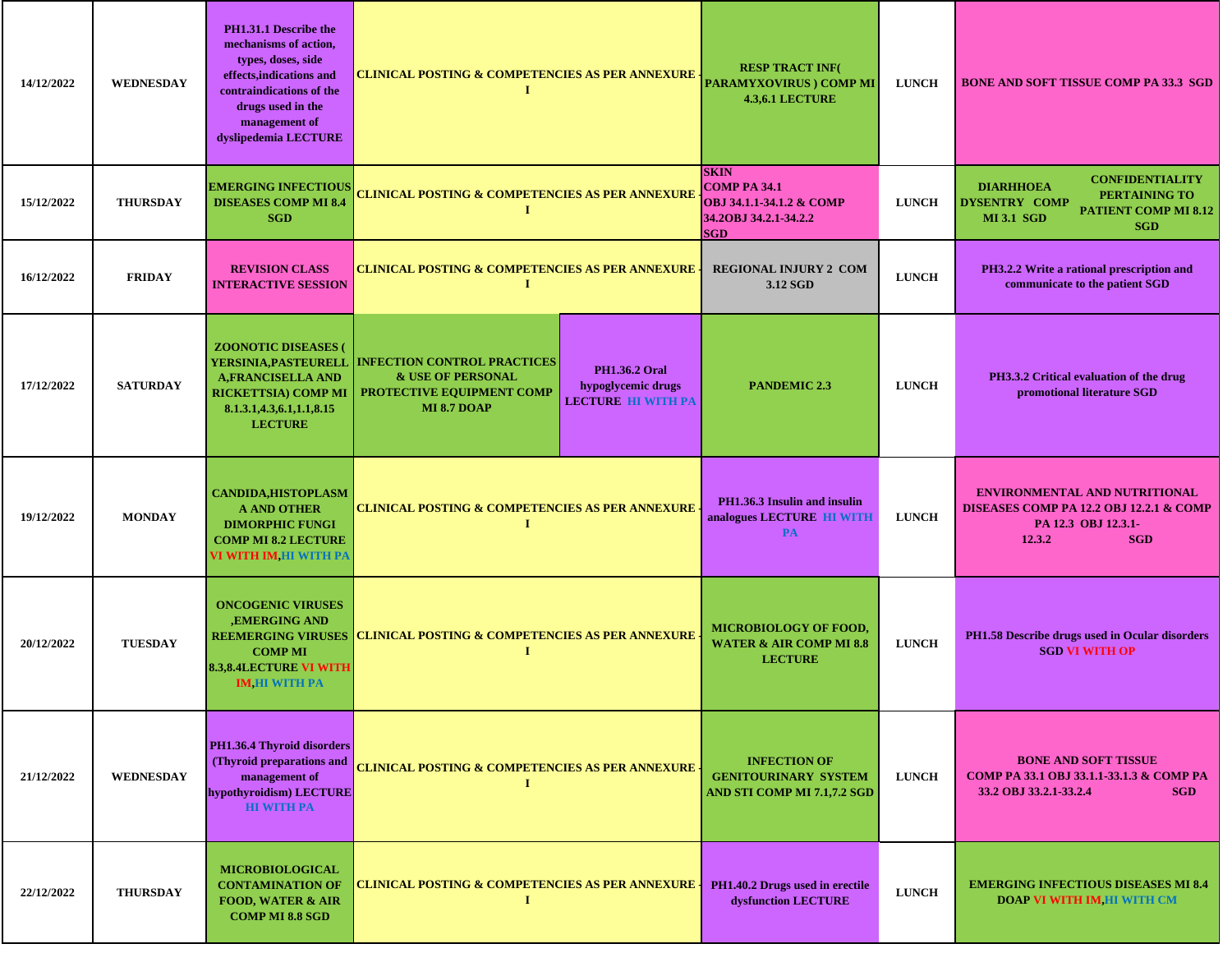| 14/12/2022 | WEDNESDAY | PH1.31.1 Describe the mechanisms of action, types, doses, side effects,indications and contraindications of the drugs used in the management of dyslipedemia LECTURE | CLINICAL POSTING & COMPETENCIES AS PER ANNEXURE - I | | RESP TRACT INF( PARAMYXOVIRUS ) COMP MI 4.3,6.1 LECTURE | LUNCH | BONE AND SOFT TISSUE COMP PA 33.3 SGD |
|---|---|---|---|---|---|---|---|
| 15/12/2022 | THURSDAY | EMERGING INFECTIOUS DISEASES COMP MI 8.4 SGD | CLINICAL POSTING & COMPETENCIES AS PER ANNEXURE - I | | SKIN COMP PA 34.1 OBJ 34.1.1-34.1.2 & COMP 34.2OBJ 34.2.1-34.2.2 SGD | LUNCH | DIARHHOEA DYSENTRY COMP MI 3.1 SGD / CONFIDENTIALITY PERTAINING TO PATIENT COMP MI 8.12 SGD |
| 16/12/2022 | FRIDAY | REVISION CLASS INTERACTIVE SESSION | CLINICAL POSTING & COMPETENCIES AS PER ANNEXURE - I | | REGIONAL INJURY 2 COM 3.12 SGD | LUNCH | PH3.2.2 Write a rational prescription and communicate to the patient SGD |
| 17/12/2022 | SATURDAY | ZOONOTIC DISEASES ( YERSINIA,PASTEURELLA,FRANCISELLA AND RICKETTSIA) COMP MI 8.1.3.1,4.3,6.1,1.1,8.15 LECTURE | INFECTION CONTROL PRACTICES & USE OF PERSONAL PROTECTIVE EQUIPMENT COMP MI 8.7 DOAP | PH1.36.2 Oral hypoglycemic drugs LECTURE HI WITH PA | PANDEMIC 2.3 | LUNCH | PH3.3.2 Critical evaluation of the drug promotional literature SGD |
| 19/12/2022 | MONDAY | CANDIDA,HISTOPLASMA AND OTHER DIMORPHIC FUNGI COMP MI 8.2 LECTURE VI WITH IM,HI WITH PA | CLINICAL POSTING & COMPETENCIES AS PER ANNEXURE - I | | PH1.36.3 Insulin and insulin analogues LECTURE HI WITH PA | LUNCH | ENVIRONMENTAL AND NUTRITIONAL DISEASES COMP PA 12.2 OBJ 12.2.1 & COMP PA 12.3 OBJ 12.3.1-12.3.2 SGD |
| 20/12/2022 | TUESDAY | ONCOGENIC VIRUSES ,EMERGING AND REEMERGING VIRUSES COMP MI 8.3,8.4LECTURE VI WITH IM,HI WITH PA | CLINICAL POSTING & COMPETENCIES AS PER ANNEXURE - I | | MICROBIOLOGY OF FOOD, WATER & AIR COMP MI 8.8 LECTURE | LUNCH | PH1.58 Describe drugs used in Ocular disorders SGD VI WITH OP |
| 21/12/2022 | WEDNESDAY | PH1.36.4 Thyroid disorders (Thyroid preparations and management of hypothyroidism) LECTURE HI WITH PA | CLINICAL POSTING & COMPETENCIES AS PER ANNEXURE - I | | INFECTION OF GENITOURINARY SYSTEM AND STI COMP MI 7.1,7.2 SGD | LUNCH | BONE AND SOFT TISSUE COMP PA 33.1 OBJ 33.1.1-33.1.3 & COMP PA 33.2 OBJ 33.2.1-33.2.4 SGD |
| 22/12/2022 | THURSDAY | MICROBIOLOGICAL CONTAMINATION OF FOOD, WATER & AIR COMP MI 8.8 SGD | CLINICAL POSTING & COMPETENCIES AS PER ANNEXURE - I | | PH1.40.2 Drugs used in erectile dysfunction LECTURE | LUNCH | EMERGING INFECTIOUS DISEASES MI 8.4 DOAP VI WITH IM,HI WITH CM |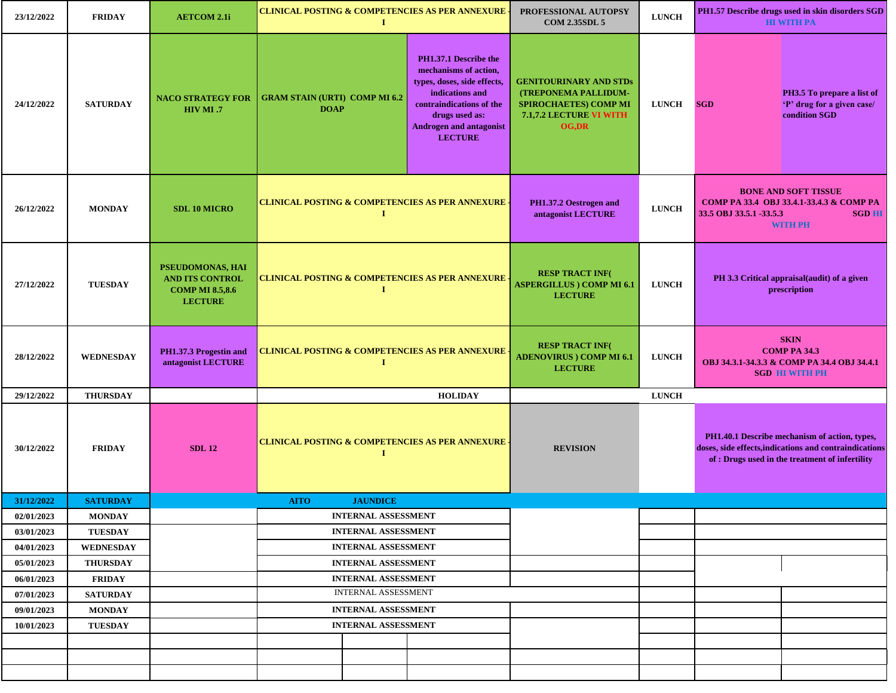| | | | | | | | | |
|---|---|---|---|---|---|---|---|---|
| 23/12/2022 | FRIDAY | AETCOM 2.1i | CLINICAL POSTING & COMPETENCIES AS PER ANNEXURE - I | | PROFESSIONAL AUTOPSY COM 2.35SDL 5 | LUNCH | PH1.57 Describe drugs used in skin disorders SGD HI WITH PA | |
| 24/12/2022 | SATURDAY | NACO STRATEGY FOR HIV MI .7 | GRAM STAIN (URTI) COMP MI 6.2 DOAP | PH1.37.1 Describe the mechanisms of action, types, doses, side effects, indications and contraindications of the drugs used as: Androgen and antagonist LECTURE | GENITOURINARY AND STDs (TREPONEMA PALLIDUM-SPIROCHAETES) COMP MI 7.1,7.2 LECTURE VI WITH OG,DR | LUNCH | SGD | PH3.5 To prepare a list of 'P' drug for a given case/ condition SGD |
| 26/12/2022 | MONDAY | SDL 10 MICRO | CLINICAL POSTING & COMPETENCIES AS PER ANNEXURE - I | | PH1.37.2 Oestrogen and antagonist LECTURE | LUNCH | BONE AND SOFT TISSUE COMP PA 33.4 OBJ 33.4.1-33.4.3 & COMP PA 33.5 OBJ 33.5.1 -33.5.3 SGD HI WITH PH | |
| 27/12/2022 | TUESDAY | PSEUDOMONAS, HAI AND ITS CONTROL COMP MI 8.5,8.6 LECTURE | CLINICAL POSTING & COMPETENCIES AS PER ANNEXURE - I | | RESP TRACT INF( ASPERGILLUS ) COMP MI 6.1 LECTURE | LUNCH | PH 3.3 Critical appraisal(audit) of a given prescription | |
| 28/12/2022 | WEDNESDAY | PH1.37.3 Progestin and antagonist LECTURE | CLINICAL POSTING & COMPETENCIES AS PER ANNEXURE - I | | RESP TRACT INF( ADENOVIRUS ) COMP MI 6.1 LECTURE | LUNCH | SKIN COMP PA 34.3 OBJ 34.3.1-34.3.3 & COMP PA 34.4 OBJ 34.4.1 SGD HI WITH PH | |
| 29/12/2022 | THURSDAY | | HOLIDAY | | | LUNCH | | |
| 30/12/2022 | FRIDAY | SDL 12 | CLINICAL POSTING & COMPETENCIES AS PER ANNEXURE - I | | REVISION | | PH1.40.1 Describe mechanism of action, types, doses, side effects,indications and contraindications of : Drugs used in the treatment of infertility | |
| 31/12/2022 | SATURDAY | AITO JAUNDICE | | | | | | |
| 02/01/2023 | MONDAY | | INTERNAL ASSESSMENT | | | | | |
| 03/01/2023 | TUESDAY | | INTERNAL ASSESSMENT | | | | | |
| 04/01/2023 | WEDNESDAY | | INTERNAL ASSESSMENT | | | | | |
| 05/01/2023 | THURSDAY | | INTERNAL ASSESSMENT | | | | | |
| 06/01/2023 | FRIDAY | | INTERNAL ASSESSMENT | | | | | |
| 07/01/2023 | SATURDAY | | INTERNAL ASSESSMENT | | | | | |
| 09/01/2023 | MONDAY | | INTERNAL ASSESSMENT | | | | | |
| 10/01/2023 | TUESDAY | | INTERNAL ASSESSMENT | | | | | |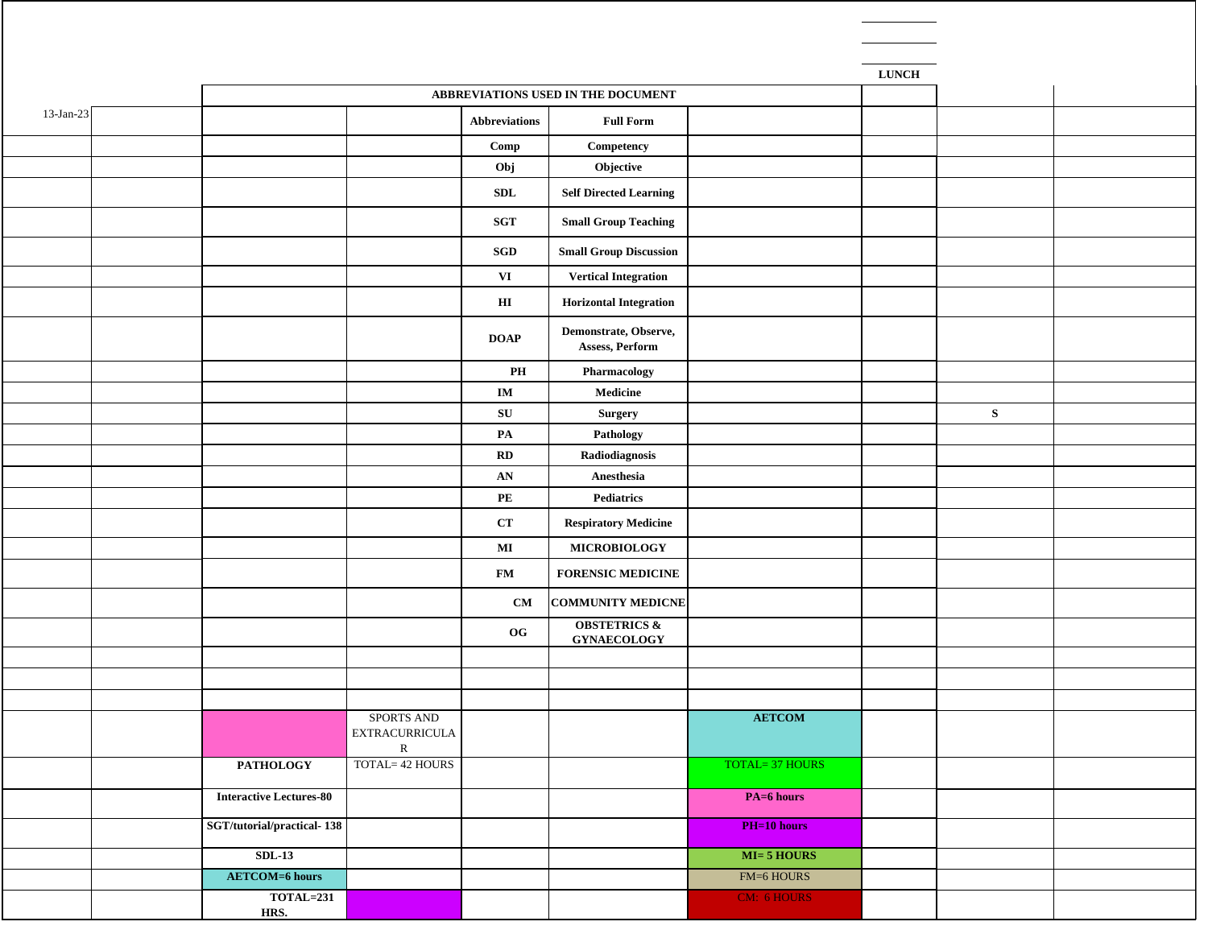LUNCH

13-Jan-23

| Abbreviations | Full Form |
|---|---|
| **ABBREVIATIONS USED IN THE DOCUMENT** | |
| **Comp** | **Competency** |
| **Obj** | **Objective** |
| **SDL** | **Self Directed Learning** |
| **SGT** | **Small Group Teaching** |
| **SGD** | **Small Group Discussion** |
| **VI** | **Vertical Integration** |
| **HI** | **Horizontal Integration** |
| **DOAP** | **Demonstrate, Observe, Assess, Perform** |
| **PH** | **Pharmacology** |
| **IM** | **Medicine** |
| **SU** | **Surgery** |
| **PA** | **Pathology** |
| **RD** | **Radiodiagnosis** |
| **AN** | **Anesthesia** |
| **PE** | **Pediatrics** |
| **CT** | **Respiratory Medicine** |
| **MI** | **MICROBIOLOGY** |
| **FM** | **FORENSIC MEDICINE** |
| **CM** | **COMMUNITY MEDICNE** |
| **OG** | **OBSTETRICS & GYNAECOLOGY** |

S

| PATHOLOGY | SPORTS AND EXTRACURRICULAR | AETCOM |
|---|---|---|
| | TOTAL= 42 HOURS | TOTAL= 37 HOURS |
| **Interactive Lectures-80** | | **PA=6 hours** |
| **SGT/tutorial/practical- 138** | | **PH=10 hours** |
| **SDL-13** | | **MI= 5 HOURS** |
| **AETCOM=6 hours** | | FM=6 HOURS |
| **TOTAL=231 HRS.** | | CM: 6 HOURS |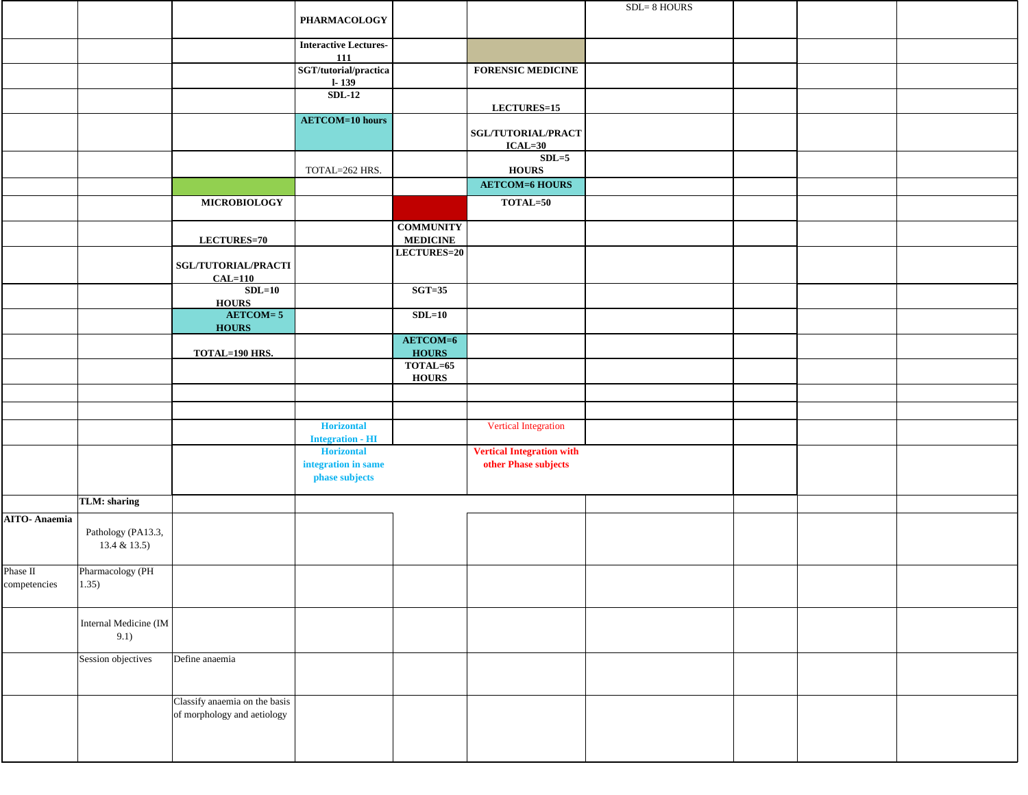| | | | | | | | | | |
|---|---|---|---|---|---|---|---|---|---|
| | | | **PHARMACOLOGY** | | | SDL= 8 HOURS | | | |
| | | | **Interactive Lectures-111** | | | | | | |
| | | | **SGT/tutorial/practical- 139** | | **FORENSIC MEDICINE** | | | | |
| | | | **SDL-12** | | **LECTURES=15** | | | | |
| | | | **AETCOM=10 hours** | | **SGL/TUTORIAL/PRACTICAL=30** | | | | |
| | | | TOTAL=262 HRS. | | **SDL=5 HOURS** | | | | |
| | | | | | **AETCOM=6 HOURS** | | | | |
| | | **MICROBIOLOGY** | | | **TOTAL=50** | | | | |
| | | **LECTURES=70** | | **COMMUNITY MEDICINE** | | | | | |
| | | **SGL/TUTORIAL/PRACTICAL=110** | | **LECTURES=20** | | | | | |
| | | **SDL=10 HOURS** | | **SGT=35** | | | | | |
| | | **AETCOM= 5 HOURS** | | **SDL=10** | | | | | |
| | | **TOTAL=190 HRS.** | | **AETCOM=6 HOURS** | | | | | |
| | | | | **TOTAL=65 HOURS** | | | | | |
| | | | | | | | | | |
| | | | | | | | | | |
| | | | **Horizontal Integration - HI** | | Vertical Integration | | | | |
| | | | **Horizontal integration in same phase subjects** | | **Vertical Integration with other Phase subjects** | | | | |
| | **TLM: sharing** | | | | | | | | |
| **AITO- Anaemia** | Pathology (PA13.3, 13.4 & 13.5) | | | | | | | | |
| Phase II competencies | Pharmacology (PH 1.35) | | | | | | | | |
| | Internal Medicine (IM 9.1) | | | | | | | | |
| | Session objectives | Define anaemia | | | | | | | |
| | | Classify anaemia on the basis of morphology and aetiology | | | | | | | |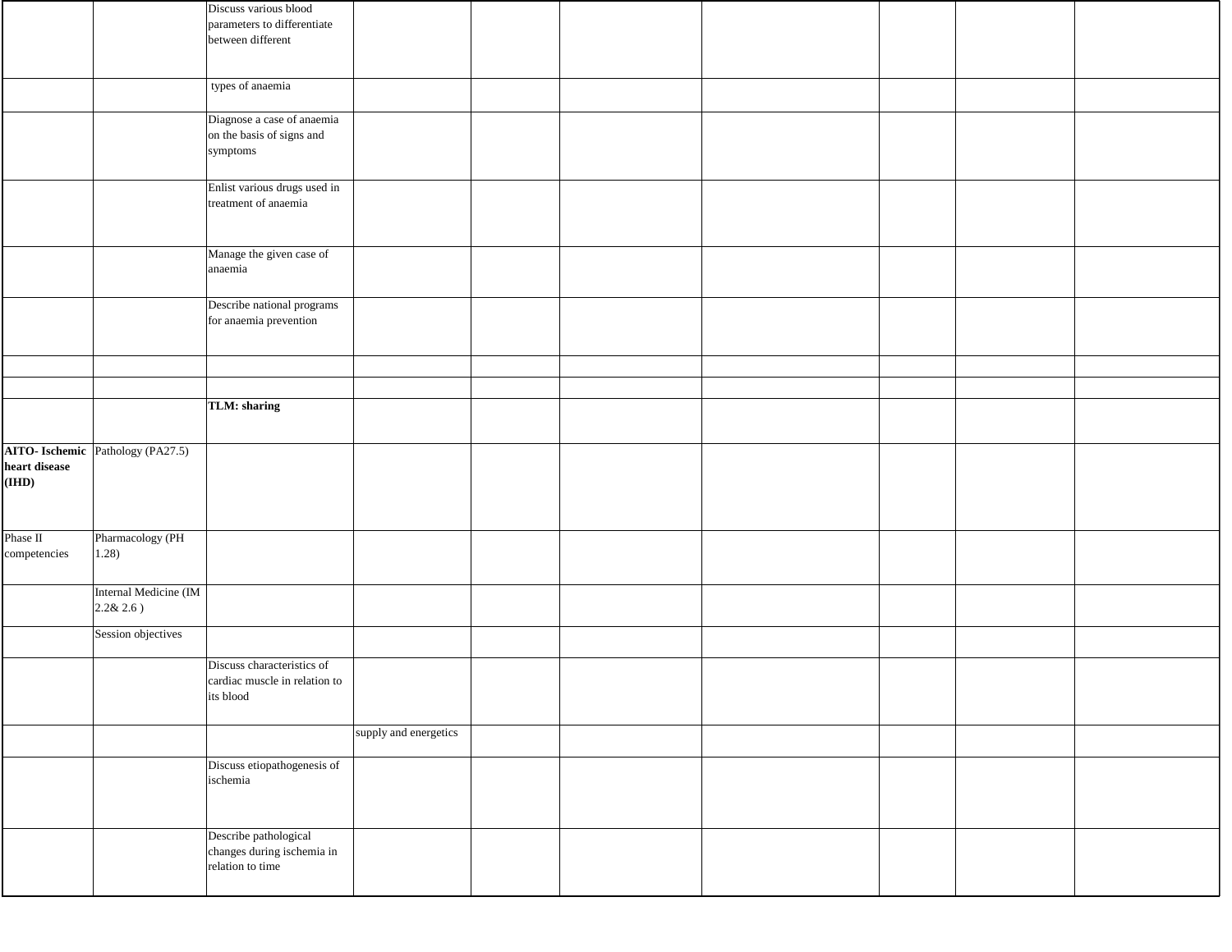| | | | | | | | | | |
|---|---|---|---|---|---|---|---|---|---|
| | | Discuss various blood parameters to differentiate between different | | | | | | | |
| | | types of anaemia | | | | | | | |
| | | Diagnose a case of anaemia on the basis of signs and symptoms | | | | | | | |
| | | Enlist various drugs used in treatment of anaemia | | | | | | | |
| | | Manage the given case of anaemia | | | | | | | |
| | | Describe national programs for anaemia prevention | | | | | | | |
| | | | | | | | | | |
| | | | | | | | | | |
| | | **TLM: sharing** | | | | | | | |
| **AITO- Ischemic heart disease (IHD)** | Pathology (PA27.5) | | | | | | | | |
| Phase II competencies | Pharmacology (PH 1.28) | | | | | | | | |
| | Internal Medicine (IM 2.2& 2.6 ) | | | | | | | | |
| | Session objectives | | | | | | | | |
| | | Discuss characteristics of cardiac muscle in relation to its blood | | | | | | | |
| | | | supply and energetics | | | | | | |
| | | Discuss etiopathogenesis of ischemia | | | | | | | |
| | | Describe pathological changes during ischemia in relation to time | | | | | | | |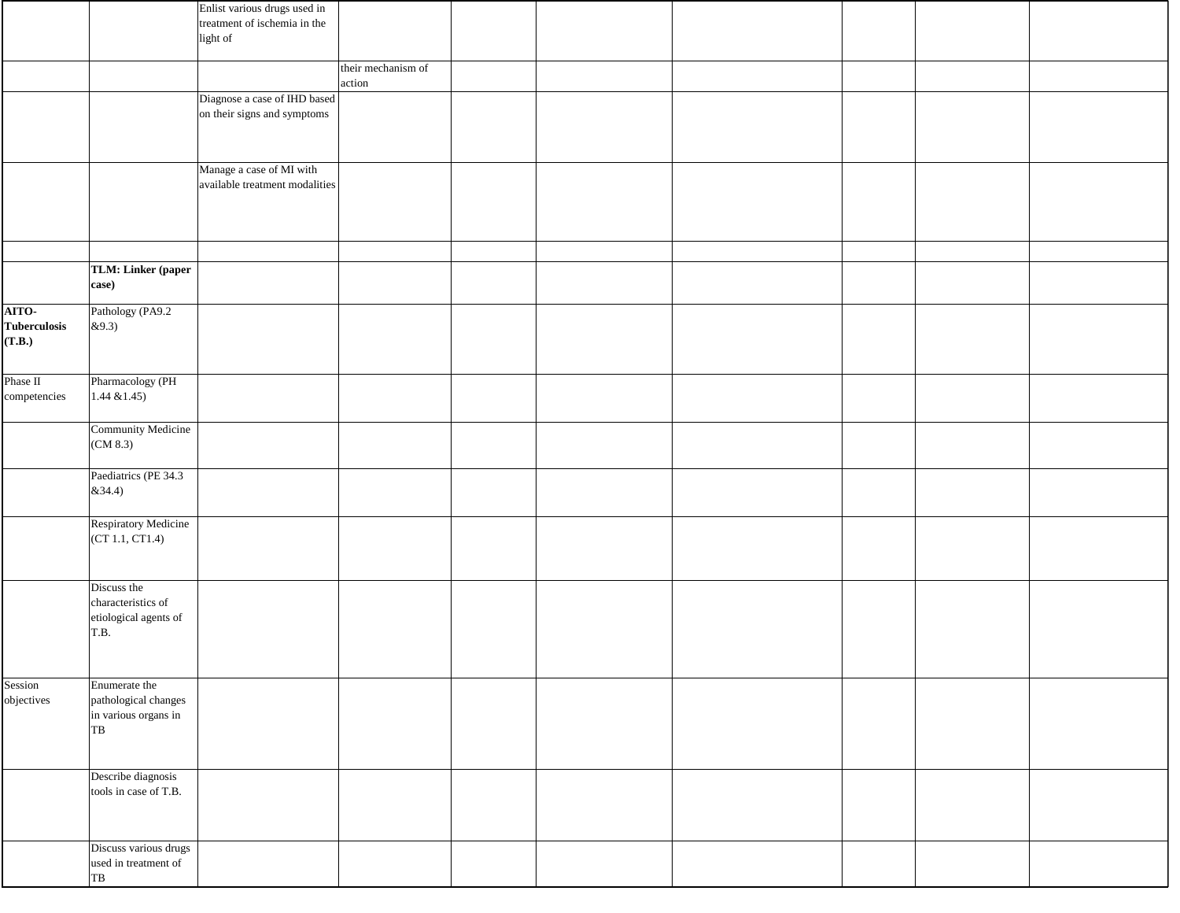| | | | | | | | | | |
|---|---|---|---|---|---|---|---|---|---|
| | | Enlist various drugs used in treatment of ischemia in the light of | | | | | | | |
| | | | their mechanism of action | | | | | | |
| | | Diagnose a case of IHD based on their signs and symptoms | | | | | | | |
| | | Manage a case of MI with available treatment modalities | | | | | | | |
| | | | | | | | | | |
| | **TLM: Linker (paper case)** | | | | | | | | |
| **AITO-Tuberculosis (T.B.)** | Pathology (PA9.2 &9.3) | | | | | | | | |
| Phase II competencies | Pharmacology (PH 1.44 &1.45) | | | | | | | | |
| | Community Medicine (CM 8.3) | | | | | | | | |
| | Paediatrics (PE 34.3 &34.4) | | | | | | | | |
| | Respiratory Medicine (CT 1.1, CT1.4) | | | | | | | | |
| | Discuss the characteristics of etiological agents of T.B. | | | | | | | | |
| Session objectives | Enumerate the pathological changes in various organs in TB | | | | | | | | |
| | Describe diagnosis tools in case of T.B. | | | | | | | | |
| | Discuss various drugs used in treatment of TB | | | | | | | | |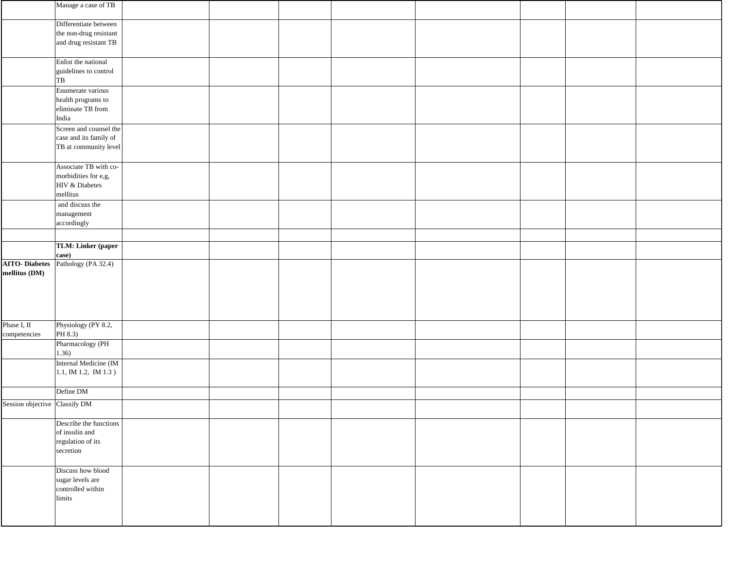| | | | | | | | | | |
|---|---|---|---|---|---|---|---|---|---|
| | Manage a case of TB | | | | | | | | |
| | Differentiate between the non-drug resistant and drug resistant TB | | | | | | | | |
| | Enlist the national guidelines to control TB | | | | | | | | |
| | Enumerate various health programs to eliminate TB from India | | | | | | | | |
| | Screen and counsel the case and its family of TB at community level | | | | | | | | |
| | Associate TB with co-morbidities for e,g, HIV & Diabetes mellitus | | | | | | | | |
| | and discuss the management accordingly | | | | | | | | |
| | | | | | | | | | |
| | **TLM: Linker (paper case)** | | | | | | | | |
| **AITO- Diabetes mellitus (DM)** | Pathology (PA 32.4) | | | | | | | | |
| Phase I, II competencies | Physiology (PY 8.2, PH 8.3) | | | | | | | | |
| | Pharmacology (PH 1.36) | | | | | | | | |
| | Internal Medicine (IM 1.1, IM 1.2, IM 1.3 ) | | | | | | | | |
| | Define DM | | | | | | | | |
| Session objective | Classify DM | | | | | | | | |
| | Describe the functions of insulin and regulation of its secretion | | | | | | | | |
| | Discuss how blood sugar levels are controlled within limits | | | | | | | | |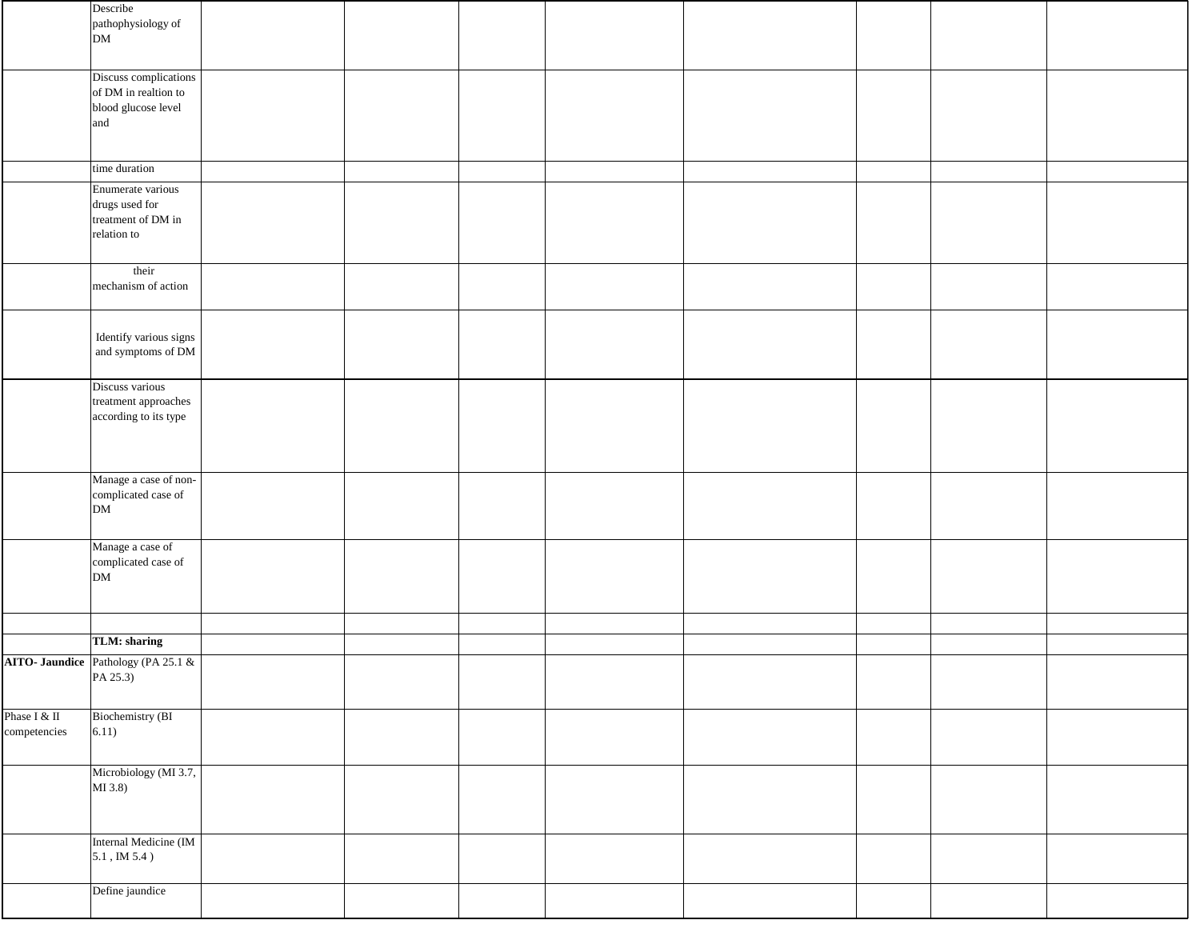| | | | | | | | | | |
|---|---|---|---|---|---|---|---|---|---|
| | Describe pathophysiology of DM | | | | | | | | |
| | Discuss complications of DM in realtion to blood glucose level and | | | | | | | | |
| | time duration | | | | | | | | |
| | Enumerate various drugs used for treatment of DM in relation to | | | | | | | | |
| | their mechanism of action | | | | | | | | |
| | Identify various signs and symptoms of DM | | | | | | | | |
| | Discuss various treatment approaches according to its type | | | | | | | | |
| | Manage a case of non-complicated case of DM | | | | | | | | |
| | Manage a case of complicated case of DM | | | | | | | | |
| | | | | | | | | | |
| | **TLM: sharing** | | | | | | | | |
| **AITO- Jaundice** | Pathology (PA 25.1 & PA 25.3) | | | | | | | | |
| Phase I & II competencies | Biochemistry (BI 6.11) | | | | | | | | |
| | Microbiology (MI 3.7, MI 3.8) | | | | | | | | |
| | Internal Medicine (IM 5.1 , IM 5.4 ) | | | | | | | | |
| | Define jaundice | | | | | | | | |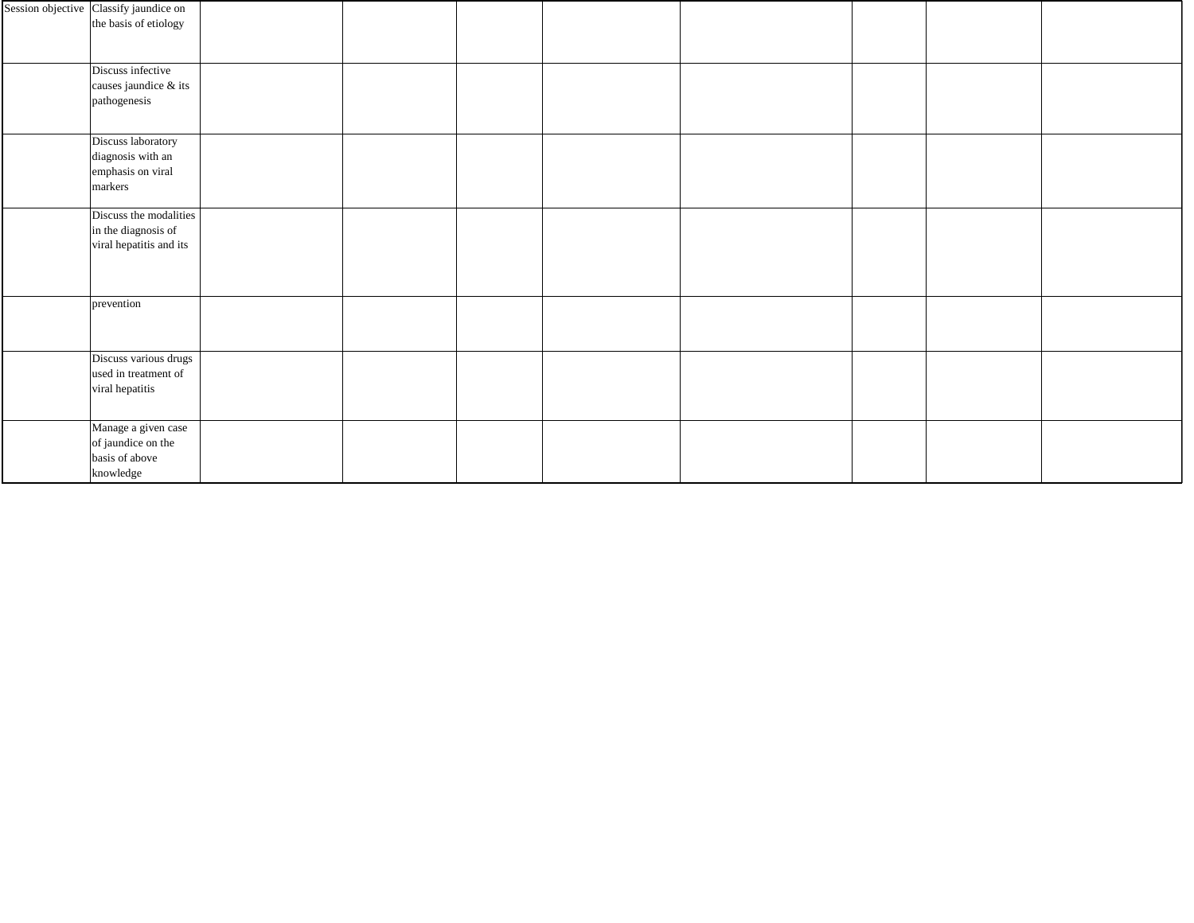| | | | | | | | | | |
|---|---|---|---|---|---|---|---|---|---|
| Session objective | Classify jaundice on the basis of etiology | | | | | | | | |
| | Discuss infective causes jaundice & its pathogenesis | | | | | | | | |
| | Discuss laboratory diagnosis with an emphasis on viral markers | | | | | | | | |
| | Discuss the modalities in the diagnosis of viral hepatitis and its | | | | | | | | |
| | prevention | | | | | | | | |
| | Discuss various drugs used in treatment of viral hepatitis | | | | | | | | |
| | Manage a given case of jaundice on the basis of above knowledge | | | | | | | | |